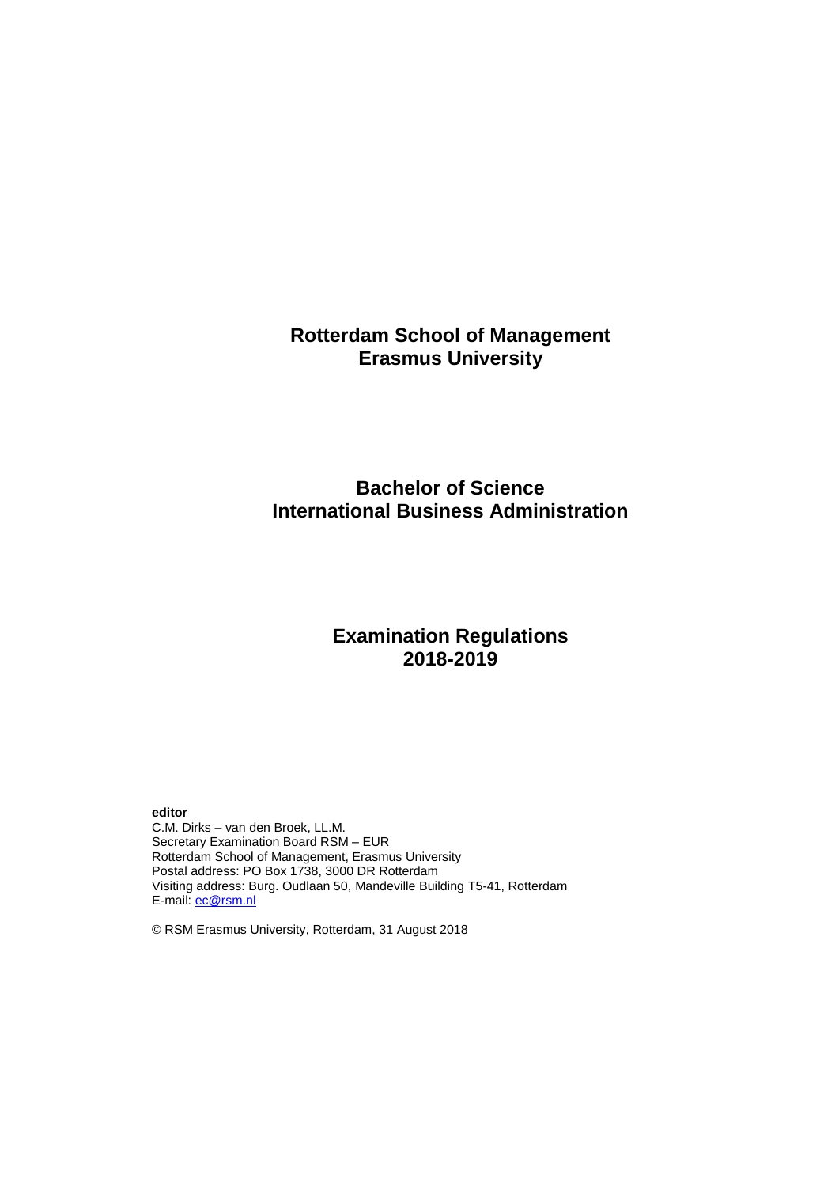# Rotterdam School of Management
# Erasmus University

## Bachelor of Science
## International Business Administration

## Examination Regulations
## 2018-2019

**editor**
C.M. Dirks – van den Broek, LL.M.
Secretary Examination Board RSM – EUR
Rotterdam School of Management, Erasmus University
Postal address: PO Box 1738, 3000 DR Rotterdam
Visiting address: Burg. Oudlaan 50, Mandeville Building T5-41, Rotterdam
E-mail: ec@rsm.nl

© RSM Erasmus University, Rotterdam, 31 August 2018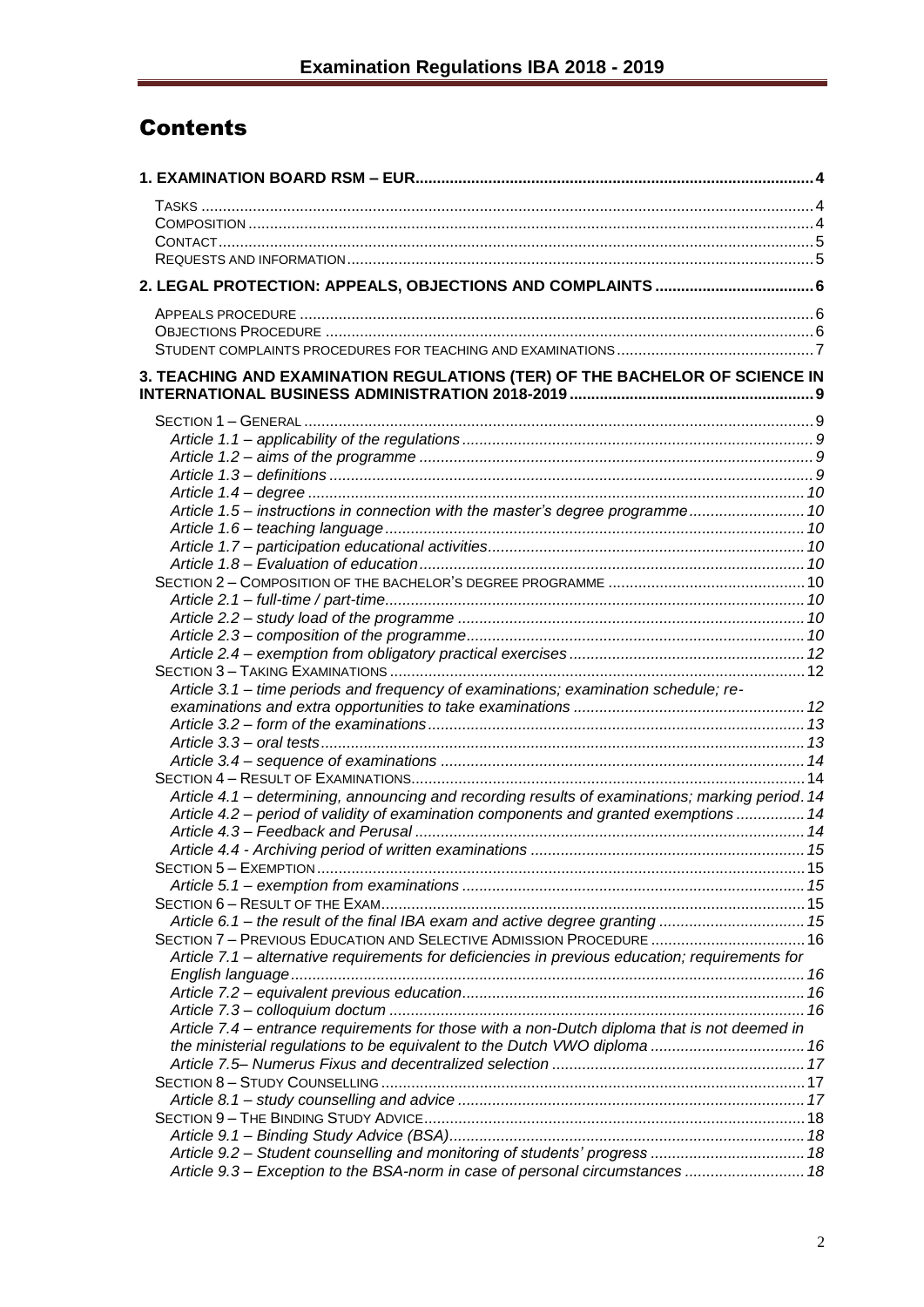# Contents

**1. EXAMINATION BOARD RSM – EUR** .......... 4

- Tasks .......... 4
- Composition .......... 4
- Contact .......... 5
- Requests and information .......... 5

**2. LEGAL PROTECTION: APPEALS, OBJECTIONS AND COMPLAINTS** .......... 6

- Appeals procedure .......... 6
- Objections Procedure .......... 6
- Student complaints procedures for teaching and examinations .......... 7

**3. TEACHING AND EXAMINATION REGULATIONS (TER) OF THE BACHELOR OF SCIENCE IN INTERNATIONAL BUSINESS ADMINISTRATION 2018-2019** .......... 9

- Section 1 – General .......... 9
  - *Article 1.1 – applicability of the regulations* .......... 9
  - *Article 1.2 – aims of the programme* .......... 9
  - *Article 1.3 – definitions* .......... 9
  - *Article 1.4 – degree* .......... 10
  - *Article 1.5 – instructions in connection with the master's degree programme* .......... 10
  - *Article 1.6 – teaching language* .......... 10
  - *Article 1.7 – participation educational activities* .......... 10
  - *Article 1.8 – Evaluation of education* .......... 10
- Section 2 – Composition of the bachelor's degree programme .......... 10
  - *Article 2.1 – full-time / part-time* .......... 10
  - *Article 2.2 – study load of the programme* .......... 10
  - *Article 2.3 – composition of the programme* .......... 10
  - *Article 2.4 – exemption from obligatory practical exercises* .......... 12
- Section 3 – Taking Examinations .......... 12
  - *Article 3.1 – time periods and frequency of examinations; examination schedule; re-examinations and extra opportunities to take examinations* .......... 12
  - *Article 3.2 – form of the examinations* .......... 13
  - *Article 3.3 – oral tests* .......... 13
  - *Article 3.4 – sequence of examinations* .......... 14
- Section 4 – Result of Examinations .......... 14
  - *Article 4.1 – determining, announcing and recording results of examinations; marking period* .......... 14
  - *Article 4.2 – period of validity of examination components and granted exemptions* .......... 14
  - *Article 4.3 – Feedback and Perusal* .......... 14
  - *Article 4.4 - Archiving period of written examinations* .......... 15
- Section 5 – Exemption .......... 15
  - *Article 5.1 – exemption from examinations* .......... 15
- Section 6 – Result of the Exam .......... 15
  - *Article 6.1 – the result of the final IBA exam and active degree granting* .......... 15
- Section 7 – Previous Education and Selective Admission Procedure .......... 16
  - *Article 7.1 – alternative requirements for deficiencies in previous education; requirements for English language* .......... 16
  - *Article 7.2 – equivalent previous education* .......... 16
  - *Article 7.3 – colloquium doctum* .......... 16
  - *Article 7.4 – entrance requirements for those with a non-Dutch diploma that is not deemed in the ministerial regulations to be equivalent to the Dutch VWO diploma* .......... 16
  - *Article 7.5– Numerus Fixus and decentralized selection* .......... 17
- Section 8 – Study Counselling .......... 17
  - *Article 8.1 – study counselling and advice* .......... 17
- Section 9 – The Binding Study Advice .......... 18
  - *Article 9.1 – Binding Study Advice (BSA)* .......... 18
  - *Article 9.2 – Student counselling and monitoring of students' progress* .......... 18
  - *Article 9.3 – Exception to the BSA-norm in case of personal circumstances* .......... 18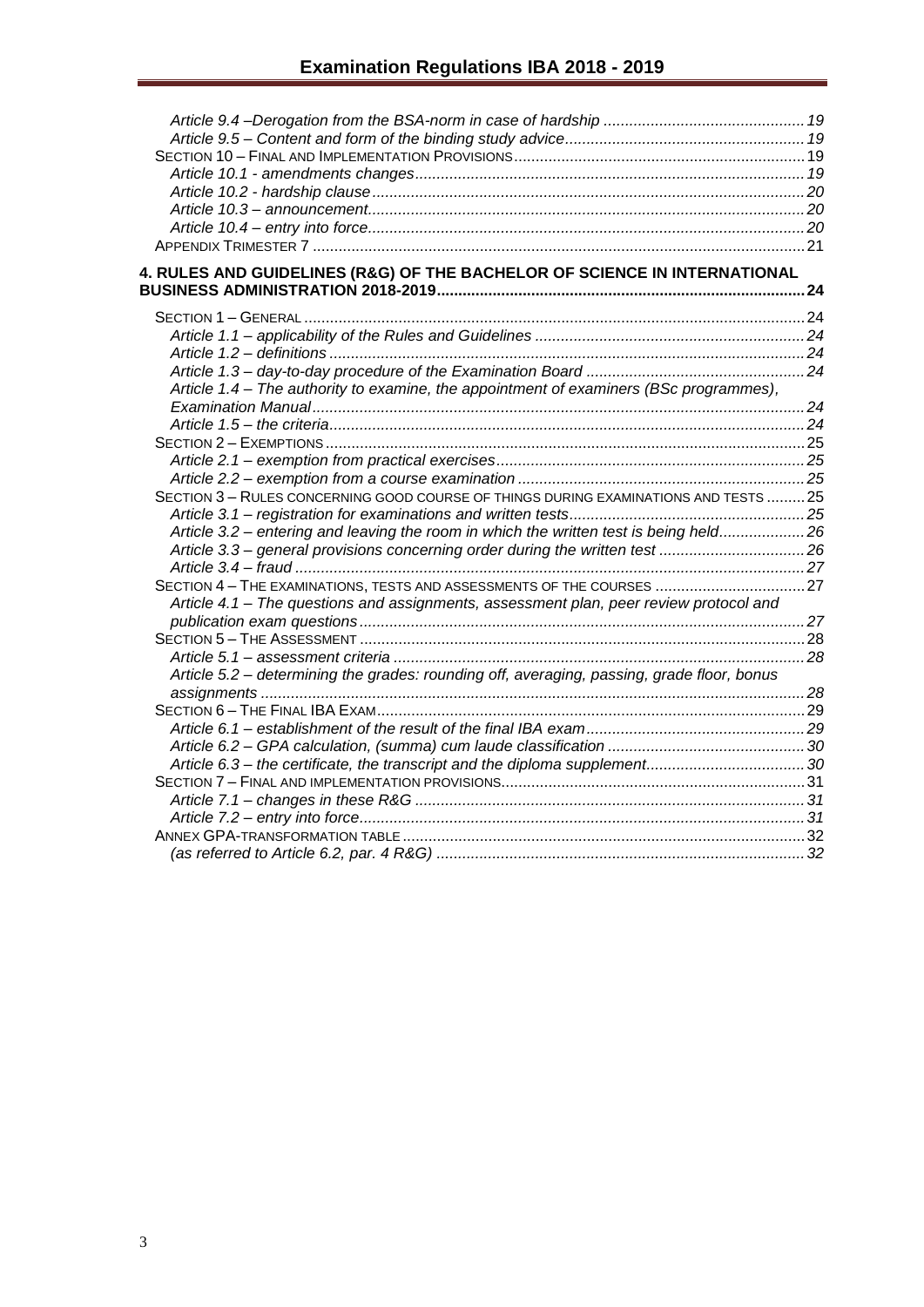*Article 9.4 –Derogation from the BSA-norm in case of hardship* ............................................. 19
*Article 9.5 – Content and form of the binding study advice* ....................................................... 19
SECTION 10 – FINAL AND IMPLEMENTATION PROVISIONS ................................................................... 19
*Article 10.1 - amendments changes* .......................................................................................... 19
*Article 10.2 - hardship clause* .................................................................................................... 20
*Article 10.3 – announcement* ..................................................................................................... 20
*Article 10.4 – entry into force* ..................................................................................................... 20
APPENDIX TRIMESTER 7 ..................................................................................................................... 21

**4. RULES AND GUIDELINES (R&G) OF THE BACHELOR OF SCIENCE IN INTERNATIONAL BUSINESS ADMINISTRATION 2018-2019** ..................................................................................... 24

SECTION 1 – GENERAL ........................................................................................................................ 24
*Article 1.1 – applicability of the Rules and Guidelines* ............................................................... 24
*Article 1.2 – definitions* .............................................................................................................. 24
*Article 1.3 – day-to-day procedure of the Examination Board* ................................................... 24
*Article 1.4 – The authority to examine, the appointment of examiners (BSc programmes), Examination Manual* .................................................................................................................. 24
*Article 1.5 – the criteria* .............................................................................................................. 24
SECTION 2 – EXEMPTIONS ................................................................................................................. 25
*Article 2.1 – exemption from practical exercises* ....................................................................... 25
*Article 2.2 – exemption from a course examination* ................................................................... 25
SECTION 3 – RULES CONCERNING GOOD COURSE OF THINGS DURING EXAMINATIONS AND TESTS ......... 25
*Article 3.1 – registration for examinations and written tests* ...................................................... 25
*Article 3.2 – entering and leaving the room in which the written test is being held* .................... 26
*Article 3.3 – general provisions concerning order during the written test* .................................. 26
*Article 3.4 – fraud* ....................................................................................................................... 27
SECTION 4 – THE EXAMINATIONS, TESTS AND ASSESSMENTS OF THE COURSES .................................... 27
*Article 4.1 – The questions and assignments, assessment plan, peer review protocol and publication exam questions* ....................................................................................................... 27
SECTION 5 – THE ASSESSMENT ......................................................................................................... 28
*Article 5.1 – assessment criteria* ............................................................................................... 28
*Article 5.2 – determining the grades: rounding off, averaging, passing, grade floor, bonus assignments* .............................................................................................................................. 28
SECTION 6 – THE FINAL IBA EXAM ..................................................................................................... 29
*Article 6.1 – establishment of the result of the final IBA exam* ................................................... 29
*Article 6.2 – GPA calculation, (summa) cum laude classification* .............................................. 30
*Article 6.3 – the certificate, the transcript and the diploma supplement* ..................................... 30
SECTION 7 – FINAL AND IMPLEMENTATION PROVISIONS ....................................................................... 31
*Article 7.1 – changes in these R&G* ........................................................................................... 31
*Article 7.2 – entry into force* ....................................................................................................... 31
ANNEX GPA-TRANSFORMATION TABLE ................................................................................................. 32
*(as referred to Article 6.2, par. 4 R&G)* ...................................................................................... 32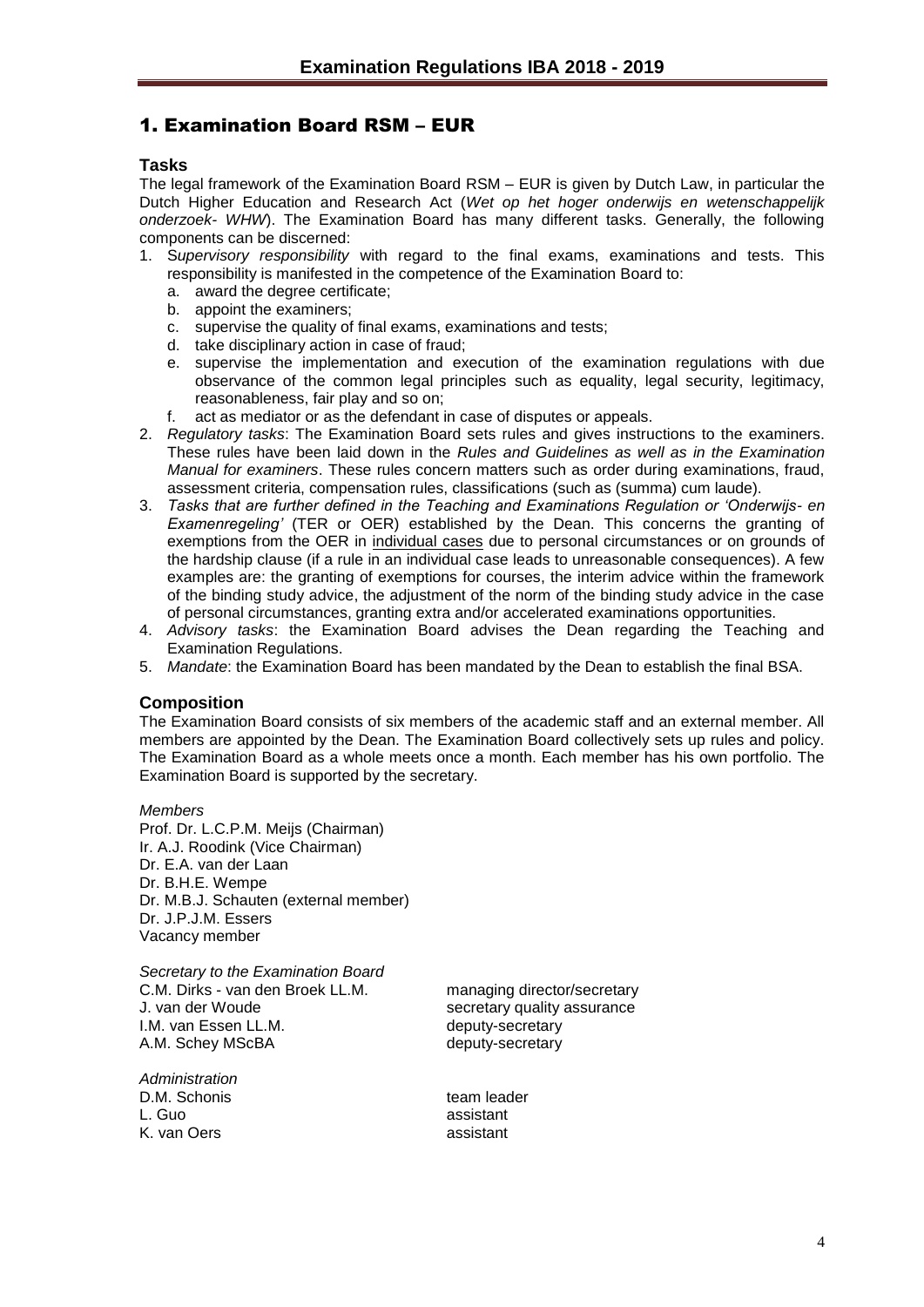# 1. Examination Board RSM – EUR

### Tasks

The legal framework of the Examination Board RSM – EUR is given by Dutch Law, in particular the Dutch Higher Education and Research Act (*Wet op het hoger onderwijs en wetenschappelijk onderzoek- WHW*). The Examination Board has many different tasks. Generally, the following components can be discerned:

1. S*upervisory responsibility* with regard to the final exams, examinations and tests. This responsibility is manifested in the competence of the Examination Board to:
   a. award the degree certificate;
   b. appoint the examiners;
   c. supervise the quality of final exams, examinations and tests;
   d. take disciplinary action in case of fraud;
   e. supervise the implementation and execution of the examination regulations with due observance of the common legal principles such as equality, legal security, legitimacy, reasonableness, fair play and so on;
   f. act as mediator or as the defendant in case of disputes or appeals.
2. *Regulatory tasks*: The Examination Board sets rules and gives instructions to the examiners. These rules have been laid down in the *Rules and Guidelines as well as in the Examination Manual for examiners*. These rules concern matters such as order during examinations, fraud, assessment criteria, compensation rules, classifications (such as (summa) cum laude).
3. *Tasks that are further defined in the Teaching and Examinations Regulation or 'Onderwijs- en Examenregeling'* (TER or OER) established by the Dean. This concerns the granting of exemptions from the OER in individual cases due to personal circumstances or on grounds of the hardship clause (if a rule in an individual case leads to unreasonable consequences). A few examples are: the granting of exemptions for courses, the interim advice within the framework of the binding study advice, the adjustment of the norm of the binding study advice in the case of personal circumstances, granting extra and/or accelerated examinations opportunities.
4. *Advisory tasks*: the Examination Board advises the Dean regarding the Teaching and Examination Regulations.
5. *Mandate*: the Examination Board has been mandated by the Dean to establish the final BSA.

### Composition

The Examination Board consists of six members of the academic staff and an external member. All members are appointed by the Dean. The Examination Board collectively sets up rules and policy. The Examination Board as a whole meets once a month. Each member has his own portfolio. The Examination Board is supported by the secretary.

*Members*
Prof. Dr. L.C.P.M. Meijs (Chairman)
Ir. A.J. Roodink (Vice Chairman)
Dr. E.A. van der Laan
Dr. B.H.E. Wempe
Dr. M.B.J. Schauten (external member)
Dr. J.P.J.M. Essers
Vacancy member

*Secretary to the Examination Board*

| | |
|---|---|
| C.M. Dirks - van den Broek LL.M. | managing director/secretary |
| J. van der Woude | secretary quality assurance |
| I.M. van Essen LL.M. | deputy-secretary |
| A.M. Schey MScBA | deputy-secretary |

*Administration*

| | |
|---|---|
| D.M. Schonis | team leader |
| L. Guo | assistant |
| K. van Oers | assistant |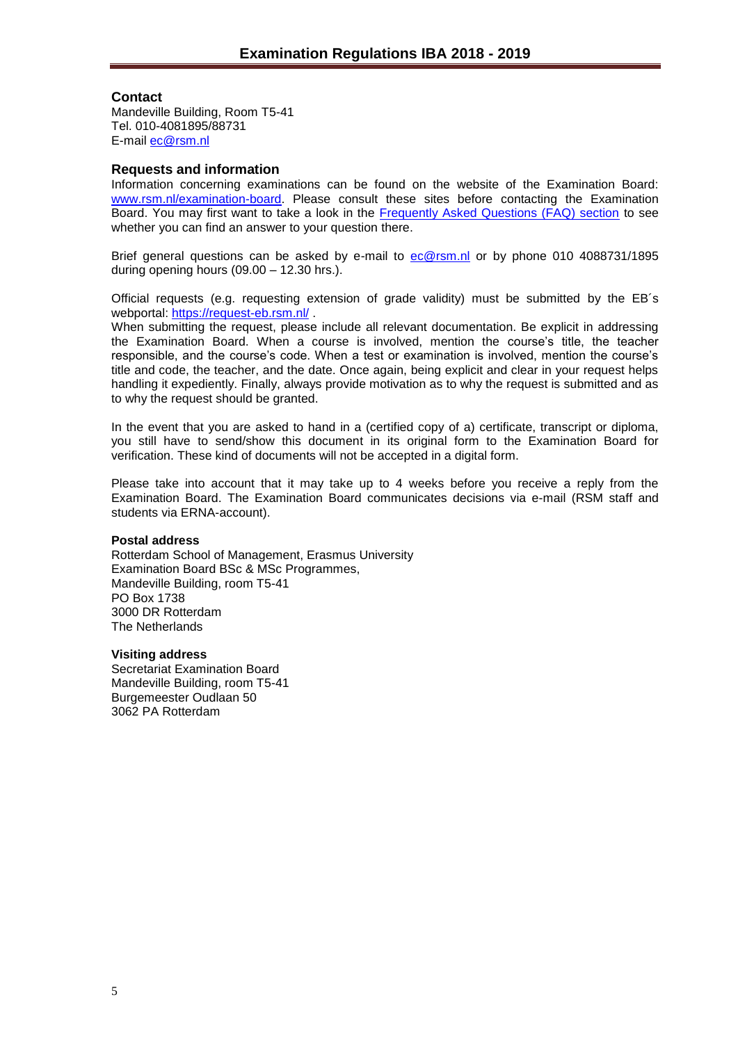## Contact

Mandeville Building, Room T5-41
Tel. 010-4081895/88731
E-mail [ec@rsm.nl](mailto:ec@rsm.nl)

## Requests and information

Information concerning examinations can be found on the website of the Examination Board: [www.rsm.nl/examination-board](http://www.rsm.nl/examination-board). Please consult these sites before contacting the Examination Board. You may first want to take a look in the [Frequently Asked Questions (FAQ) section](#) to see whether you can find an answer to your question there.

Brief general questions can be asked by e-mail to [ec@rsm.nl](mailto:ec@rsm.nl) or by phone 010 4088731/1895 during opening hours (09.00 – 12.30 hrs.).

Official requests (e.g. requesting extension of grade validity) must be submitted by the EB´s webportal: [https://request-eb.rsm.nl/](https://request-eb.rsm.nl/) .
When submitting the request, please include all relevant documentation. Be explicit in addressing the Examination Board. When a course is involved, mention the course's title, the teacher responsible, and the course's code. When a test or examination is involved, mention the course's title and code, the teacher, and the date. Once again, being explicit and clear in your request helps handling it expediently. Finally, always provide motivation as to why the request is submitted and as to why the request should be granted.

In the event that you are asked to hand in a (certified copy of a) certificate, transcript or diploma, you still have to send/show this document in its original form to the Examination Board for verification. These kind of documents will not be accepted in a digital form.

Please take into account that it may take up to 4 weeks before you receive a reply from the Examination Board. The Examination Board communicates decisions via e-mail (RSM staff and students via ERNA-account).

### Postal address

Rotterdam School of Management, Erasmus University
Examination Board BSc & MSc Programmes,
Mandeville Building, room T5-41
PO Box 1738
3000 DR Rotterdam
The Netherlands

### Visiting address

Secretariat Examination Board
Mandeville Building, room T5-41
Burgemeester Oudlaan 50
3062 PA Rotterdam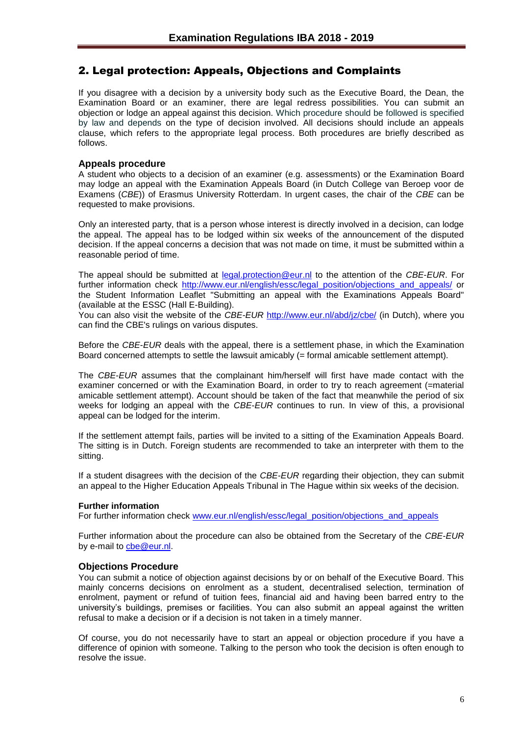## 2. Legal protection: Appeals, Objections and Complaints

If you disagree with a decision by a university body such as the Executive Board, the Dean, the Examination Board or an examiner, there are legal redress possibilities. You can submit an objection or lodge an appeal against this decision. Which procedure should be followed is specified by law and depends on the type of decision involved. All decisions should include an appeals clause, which refers to the appropriate legal process. Both procedures are briefly described as follows.

### Appeals procedure

A student who objects to a decision of an examiner (e.g. assessments) or the Examination Board may lodge an appeal with the Examination Appeals Board (in Dutch College van Beroep voor de Examens (*CBE*)) of Erasmus University Rotterdam. In urgent cases, the chair of the *CBE* can be requested to make provisions.

Only an interested party, that is a person whose interest is directly involved in a decision, can lodge the appeal. The appeal has to be lodged within six weeks of the announcement of the disputed decision. If the appeal concerns a decision that was not made on time, it must be submitted within a reasonable period of time.

The appeal should be submitted at legal.protection@eur.nl to the attention of the *CBE-EUR*. For further information check http://www.eur.nl/english/essc/legal_position/objections_and_appeals/ or the Student Information Leaflet "Submitting an appeal with the Examinations Appeals Board" (available at the ESSC (Hall E-Building).
You can also visit the website of the *CBE-EUR* http://www.eur.nl/abd/jz/cbe/ (in Dutch), where you can find the CBE's rulings on various disputes.

Before the *CBE-EUR* deals with the appeal, there is a settlement phase, in which the Examination Board concerned attempts to settle the lawsuit amicably (= formal amicable settlement attempt).

The *CBE-EUR* assumes that the complainant him/herself will first have made contact with the examiner concerned or with the Examination Board, in order to try to reach agreement (=material amicable settlement attempt). Account should be taken of the fact that meanwhile the period of six weeks for lodging an appeal with the *CBE-EUR* continues to run. In view of this, a provisional appeal can be lodged for the interim.

If the settlement attempt fails, parties will be invited to a sitting of the Examination Appeals Board. The sitting is in Dutch. Foreign students are recommended to take an interpreter with them to the sitting.

If a student disagrees with the decision of the *CBE-EUR* regarding their objection, they can submit an appeal to the Higher Education Appeals Tribunal in The Hague within six weeks of the decision.

#### Further information

For further information check www.eur.nl/english/essc/legal_position/objections_and_appeals

Further information about the procedure can also be obtained from the Secretary of the *CBE-EUR* by e-mail to cbe@eur.nl.

### Objections Procedure

You can submit a notice of objection against decisions by or on behalf of the Executive Board. This mainly concerns decisions on enrolment as a student, decentralised selection, termination of enrolment, payment or refund of tuition fees, financial aid and having been barred entry to the university's buildings, premises or facilities. You can also submit an appeal against the written refusal to make a decision or if a decision is not taken in a timely manner.

Of course, you do not necessarily have to start an appeal or objection procedure if you have a difference of opinion with someone. Talking to the person who took the decision is often enough to resolve the issue.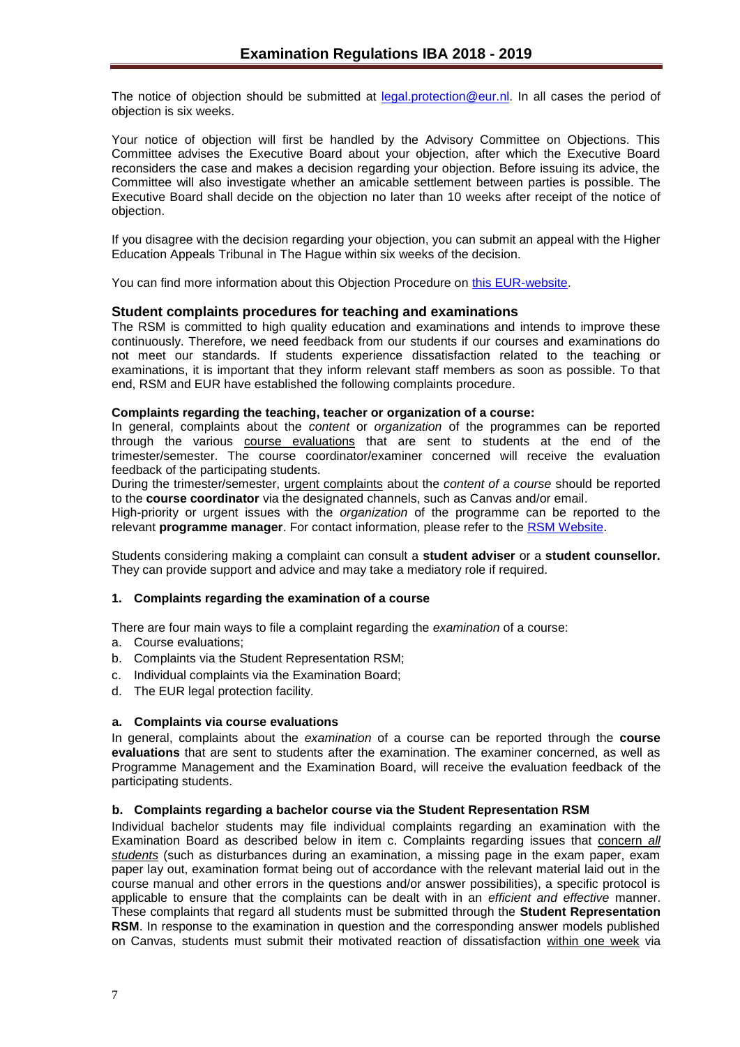The notice of objection should be submitted at [legal.protection@eur.nl](mailto:legal.protection@eur.nl). In all cases the period of objection is six weeks.

Your notice of objection will first be handled by the Advisory Committee on Objections. This Committee advises the Executive Board about your objection, after which the Executive Board reconsiders the case and makes a decision regarding your objection. Before issuing its advice, the Committee will also investigate whether an amicable settlement between parties is possible. The Executive Board shall decide on the objection no later than 10 weeks after receipt of the notice of objection.

If you disagree with the decision regarding your objection, you can submit an appeal with the Higher Education Appeals Tribunal in The Hague within six weeks of the decision.

You can find more information about this Objection Procedure on this EUR-website.

## Student complaints procedures for teaching and examinations

The RSM is committed to high quality education and examinations and intends to improve these continuously. Therefore, we need feedback from our students if our courses and examinations do not meet our standards. If students experience dissatisfaction related to the teaching or examinations, it is important that they inform relevant staff members as soon as possible. To that end, RSM and EUR have established the following complaints procedure.

**Complaints regarding the teaching, teacher or organization of a course:**

In general, complaints about the *content* or *organization* of the programmes can be reported through the various course evaluations that are sent to students at the end of the trimester/semester. The course coordinator/examiner concerned will receive the evaluation feedback of the participating students.

During the trimester/semester, urgent complaints about the *content of a course* should be reported to the **course coordinator** via the designated channels, such as Canvas and/or email.

High-priority or urgent issues with the *organization* of the programme can be reported to the relevant **programme manager**. For contact information, please refer to the RSM Website.

Students considering making a complaint can consult a **student adviser** or a **student counsellor.** They can provide support and advice and may take a mediatory role if required.

### 1. Complaints regarding the examination of a course

There are four main ways to file a complaint regarding the *examination* of a course:

a. Course evaluations;
b. Complaints via the Student Representation RSM;
c. Individual complaints via the Examination Board;
d. The EUR legal protection facility.

#### a. Complaints via course evaluations

In general, complaints about the *examination* of a course can be reported through the **course evaluations** that are sent to students after the examination. The examiner concerned, as well as Programme Management and the Examination Board, will receive the evaluation feedback of the participating students.

#### b. Complaints regarding a bachelor course via the Student Representation RSM

Individual bachelor students may file individual complaints regarding an examination with the Examination Board as described below in item c. Complaints regarding issues that concern *all students* (such as disturbances during an examination, a missing page in the exam paper, exam paper lay out, examination format being out of accordance with the relevant material laid out in the course manual and other errors in the questions and/or answer possibilities), a specific protocol is applicable to ensure that the complaints can be dealt with in an *efficient and effective* manner. These complaints that regard all students must be submitted through the **Student Representation RSM**. In response to the examination in question and the corresponding answer models published on Canvas, students must submit their motivated reaction of dissatisfaction within one week via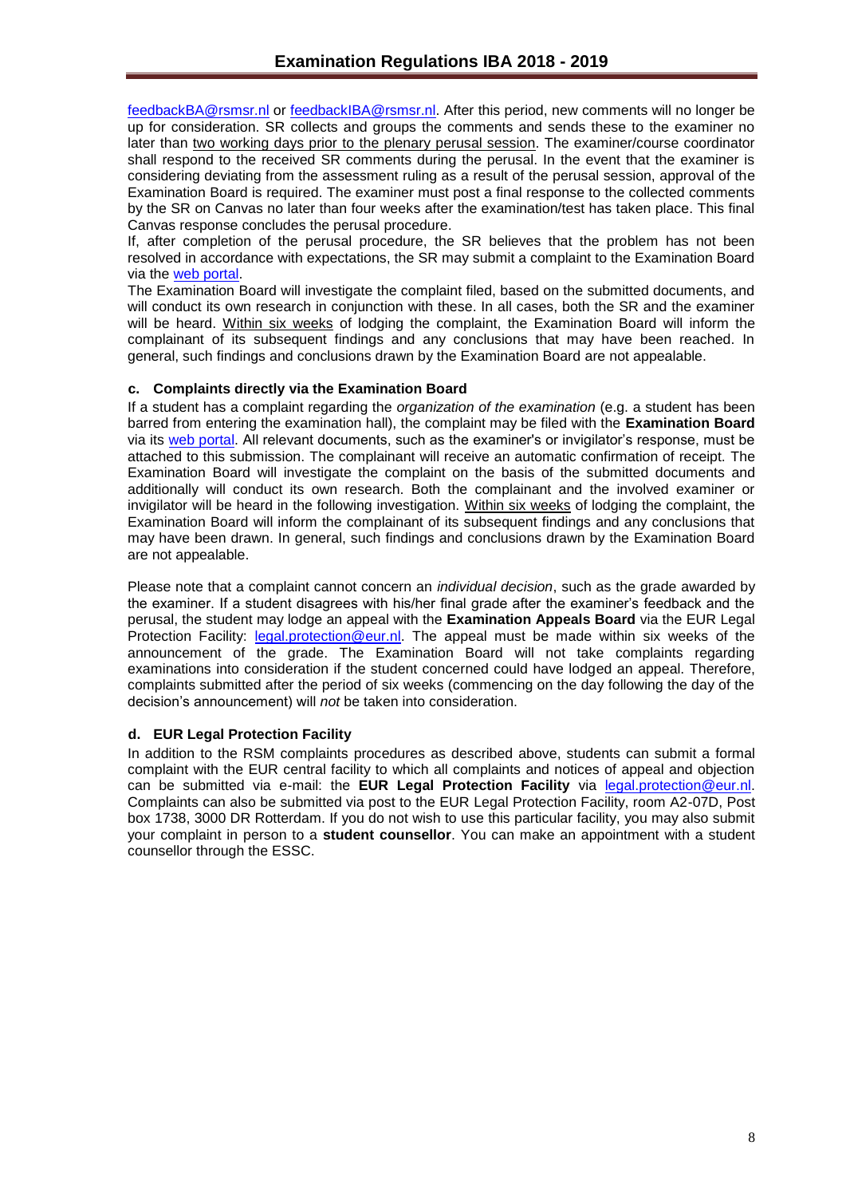feedbackBA@rsmsr.nl or feedbackIBA@rsmsr.nl. After this period, new comments will no longer be up for consideration. SR collects and groups the comments and sends these to the examiner no later than two working days prior to the plenary perusal session. The examiner/course coordinator shall respond to the received SR comments during the perusal. In the event that the examiner is considering deviating from the assessment ruling as a result of the perusal session, approval of the Examination Board is required. The examiner must post a final response to the collected comments by the SR on Canvas no later than four weeks after the examination/test has taken place. This final Canvas response concludes the perusal procedure.

If, after completion of the perusal procedure, the SR believes that the problem has not been resolved in accordance with expectations, the SR may submit a complaint to the Examination Board via the web portal.

The Examination Board will investigate the complaint filed, based on the submitted documents, and will conduct its own research in conjunction with these. In all cases, both the SR and the examiner will be heard. Within six weeks of lodging the complaint, the Examination Board will inform the complainant of its subsequent findings and any conclusions that may have been reached. In general, such findings and conclusions drawn by the Examination Board are not appealable.

#### c. Complaints directly via the Examination Board

If a student has a complaint regarding the *organization of the examination* (e.g. a student has been barred from entering the examination hall), the complaint may be filed with the **Examination Board** via its web portal. All relevant documents, such as the examiner's or invigilator's response, must be attached to this submission. The complainant will receive an automatic confirmation of receipt. The Examination Board will investigate the complaint on the basis of the submitted documents and additionally will conduct its own research. Both the complainant and the involved examiner or invigilator will be heard in the following investigation. Within six weeks of lodging the complaint, the Examination Board will inform the complainant of its subsequent findings and any conclusions that may have been drawn. In general, such findings and conclusions drawn by the Examination Board are not appealable.

Please note that a complaint cannot concern an *individual decision*, such as the grade awarded by the examiner. If a student disagrees with his/her final grade after the examiner's feedback and the perusal, the student may lodge an appeal with the **Examination Appeals Board** via the EUR Legal Protection Facility: legal.protection@eur.nl. The appeal must be made within six weeks of the announcement of the grade. The Examination Board will not take complaints regarding examinations into consideration if the student concerned could have lodged an appeal. Therefore, complaints submitted after the period of six weeks (commencing on the day following the day of the decision's announcement) will *not* be taken into consideration.

#### d. EUR Legal Protection Facility

In addition to the RSM complaints procedures as described above, students can submit a formal complaint with the EUR central facility to which all complaints and notices of appeal and objection can be submitted via e-mail: the **EUR Legal Protection Facility** via legal.protection@eur.nl. Complaints can also be submitted via post to the EUR Legal Protection Facility, room A2-07D, Post box 1738, 3000 DR Rotterdam. If you do not wish to use this particular facility, you may also submit your complaint in person to a **student counsellor**. You can make an appointment with a student counsellor through the ESSC.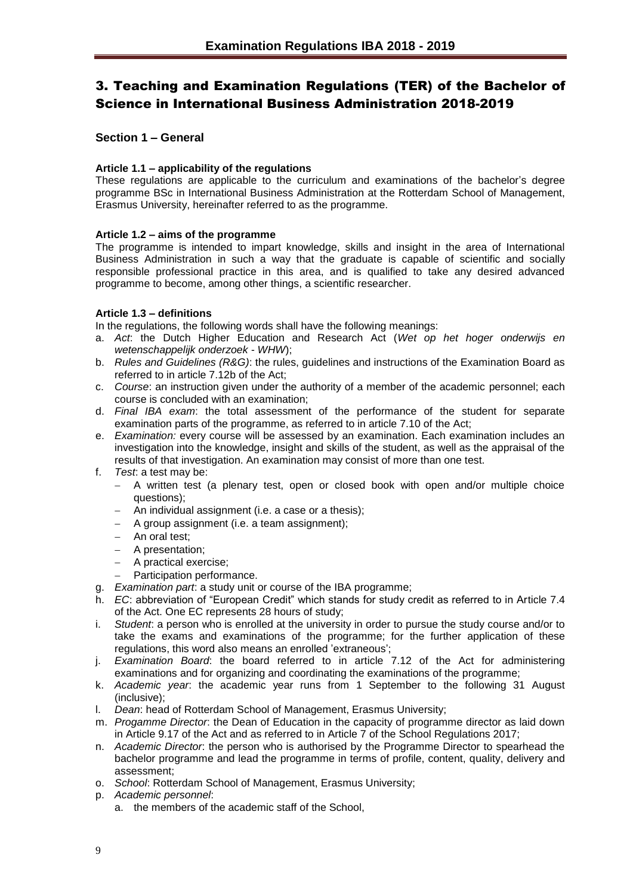## 3. Teaching and Examination Regulations (TER) of the Bachelor of Science in International Business Administration 2018-2019

### Section 1 – General

**Article 1.1 – applicability of the regulations**

These regulations are applicable to the curriculum and examinations of the bachelor's degree programme BSc in International Business Administration at the Rotterdam School of Management, Erasmus University, hereinafter referred to as the programme.

**Article 1.2 – aims of the programme**

The programme is intended to impart knowledge, skills and insight in the area of International Business Administration in such a way that the graduate is capable of scientific and socially responsible professional practice in this area, and is qualified to take any desired advanced programme to become, among other things, a scientific researcher.

**Article 1.3 – definitions**

In the regulations, the following words shall have the following meanings:

a. *Act*: the Dutch Higher Education and Research Act (*Wet op het hoger onderwijs en wetenschappelijk onderzoek - WHW*);
b. *Rules and Guidelines (R&G)*: the rules, guidelines and instructions of the Examination Board as referred to in article 7.12b of the Act;
c. *Course*: an instruction given under the authority of a member of the academic personnel; each course is concluded with an examination;
d. *Final IBA exam*: the total assessment of the performance of the student for separate examination parts of the programme, as referred to in article 7.10 of the Act;
e. *Examination:* every course will be assessed by an examination. Each examination includes an investigation into the knowledge, insight and skills of the student, as well as the appraisal of the results of that investigation. An examination may consist of more than one test.
f. *Test*: a test may be:
   - A written test (a plenary test, open or closed book with open and/or multiple choice questions);
   - An individual assignment (i.e. a case or a thesis);
   - A group assignment (i.e. a team assignment);
   - An oral test;
   - A presentation;
   - A practical exercise;
   - Participation performance.
g. *Examination part*: a study unit or course of the IBA programme;
h. *EC*: abbreviation of "European Credit" which stands for study credit as referred to in Article 7.4 of the Act. One EC represents 28 hours of study;
i. *Student*: a person who is enrolled at the university in order to pursue the study course and/or to take the exams and examinations of the programme; for the further application of these regulations, this word also means an enrolled 'extraneous';
j. *Examination Board*: the board referred to in article 7.12 of the Act for administering examinations and for organizing and coordinating the examinations of the programme;
k. *Academic year*: the academic year runs from 1 September to the following 31 August (inclusive);
l. *Dean*: head of Rotterdam School of Management, Erasmus University;
m. *Progamme Director*: the Dean of Education in the capacity of programme director as laid down in Article 9.17 of the Act and as referred to in Article 7 of the School Regulations 2017;
n. *Academic Director*: the person who is authorised by the Programme Director to spearhead the bachelor programme and lead the programme in terms of profile, content, quality, delivery and assessment;
o. *School*: Rotterdam School of Management, Erasmus University;
p. *Academic personnel*:
   a. the members of the academic staff of the School,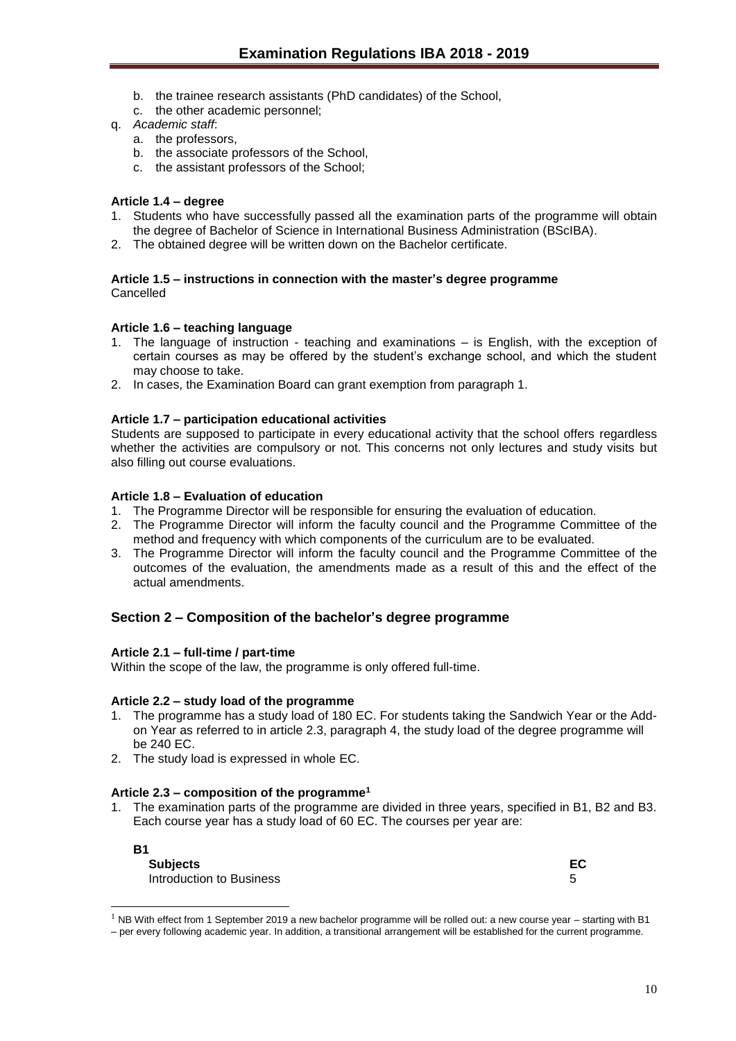b. the trainee research assistants (PhD candidates) of the School,
   c. the other academic personnel;

q. *Academic staff*:
   a. the professors,
   b. the associate professors of the School,
   c. the assistant professors of the School;

**Article 1.4 – degree**

1. Students who have successfully passed all the examination parts of the programme will obtain the degree of Bachelor of Science in International Business Administration (BScIBA).
2. The obtained degree will be written down on the Bachelor certificate.

**Article 1.5 – instructions in connection with the master's degree programme**

Cancelled

**Article 1.6 – teaching language**

1. The language of instruction - teaching and examinations – is English, with the exception of certain courses as may be offered by the student's exchange school, and which the student may choose to take.
2. In cases, the Examination Board can grant exemption from paragraph 1.

**Article 1.7 – participation educational activities**

Students are supposed to participate in every educational activity that the school offers regardless whether the activities are compulsory or not. This concerns not only lectures and study visits but also filling out course evaluations.

**Article 1.8 – Evaluation of education**

1. The Programme Director will be responsible for ensuring the evaluation of education.
2. The Programme Director will inform the faculty council and the Programme Committee of the method and frequency with which components of the curriculum are to be evaluated.
3. The Programme Director will inform the faculty council and the Programme Committee of the outcomes of the evaluation, the amendments made as a result of this and the effect of the actual amendments.

## Section 2 – Composition of the bachelor's degree programme

**Article 2.1 – full-time / part-time**

Within the scope of the law, the programme is only offered full-time.

**Article 2.2 – study load of the programme**

1. The programme has a study load of 180 EC. For students taking the Sandwich Year or the Add-on Year as referred to in article 2.3, paragraph 4, the study load of the degree programme will be 240 EC.
2. The study load is expressed in whole EC.

**Article 2.3 – composition of the programme[1]**

1. The examination parts of the programme are divided in three years, specified in B1, B2 and B3. Each course year has a study load of 60 EC. The courses per year are:

**B1**

| **Subjects** | **EC** |
| --- | --- |
| Introduction to Business | 5 |

[1] NB With effect from 1 September 2019 a new bachelor programme will be rolled out: a new course year – starting with B1 – per every following academic year. In addition, a transitional arrangement will be established for the current programme.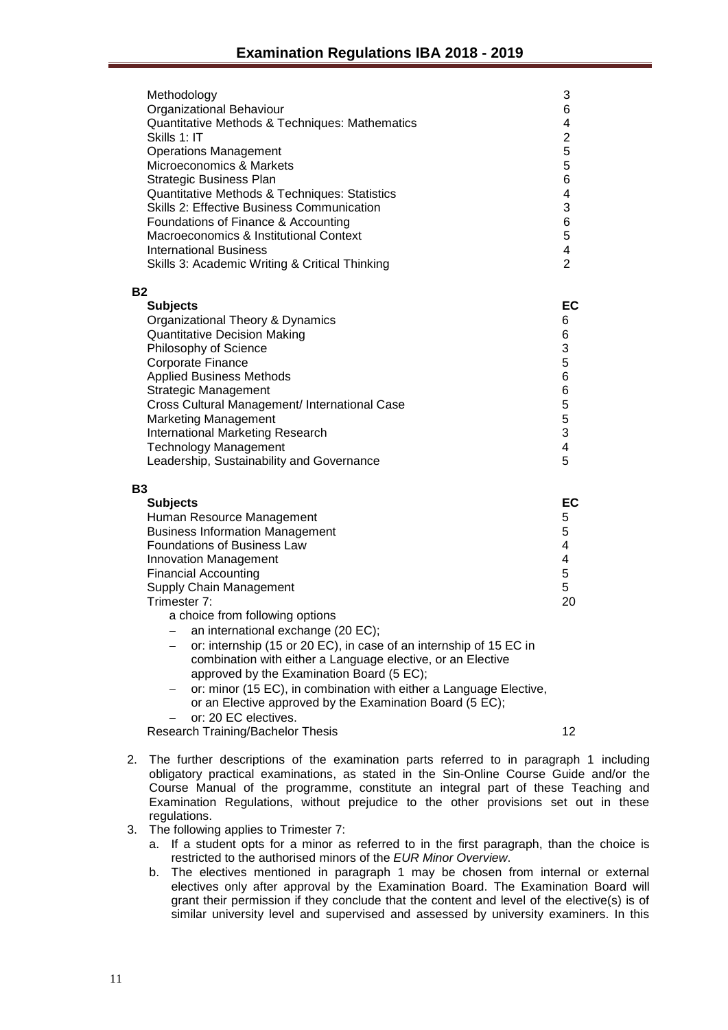| Subjects | EC |
|---|---|
| Methodology | 3 |
| Organizational Behaviour | 6 |
| Quantitative Methods & Techniques: Mathematics | 4 |
| Skills 1: IT | 2 |
| Operations Management | 5 |
| Microeconomics & Markets | 5 |
| Strategic Business Plan | 6 |
| Quantitative Methods & Techniques: Statistics | 4 |
| Skills 2: Effective Business Communication | 3 |
| Foundations of Finance & Accounting | 6 |
| Macroeconomics & Institutional Context | 5 |
| International Business | 4 |
| Skills 3: Academic Writing & Critical Thinking | 2 |

**B2**

| Subjects | EC |
|---|---|
| Organizational Theory & Dynamics | 6 |
| Quantitative Decision Making | 6 |
| Philosophy of Science | 3 |
| Corporate Finance | 5 |
| Applied Business Methods | 6 |
| Strategic Management | 6 |
| Cross Cultural Management/ International Case | 5 |
| Marketing Management | 5 |
| International Marketing Research | 3 |
| Technology Management | 4 |
| Leadership, Sustainability and Governance | 5 |

**B3**

| Subjects | EC |
|---|---|
| Human Resource Management | 5 |
| Business Information Management | 5 |
| Foundations of Business Law | 4 |
| Innovation Management | 4 |
| Financial Accounting | 5 |
| Supply Chain Management | 5 |
| Trimester 7: | 20 |

a choice from following options

- an international exchange (20 EC);
- or: internship (15 or 20 EC), in case of an internship of 15 EC in combination with either a Language elective, or an Elective approved by the Examination Board (5 EC);
- or: minor (15 EC), in combination with either a Language Elective, or an Elective approved by the Examination Board (5 EC);
- or: 20 EC electives.

| | |
|---|---|
| Research Training/Bachelor Thesis | 12 |

2. The further descriptions of the examination parts referred to in paragraph 1 including obligatory practical examinations, as stated in the Sin-Online Course Guide and/or the Course Manual of the programme, constitute an integral part of these Teaching and Examination Regulations, without prejudice to the other provisions set out in these regulations.
3. The following applies to Trimester 7:
   a. If a student opts for a minor as referred to in the first paragraph, than the choice is restricted to the authorised minors of the *EUR Minor Overview*.
   b. The electives mentioned in paragraph 1 may be chosen from internal or external electives only after approval by the Examination Board. The Examination Board will grant their permission if they conclude that the content and level of the elective(s) is of similar university level and supervised and assessed by university examiners. In this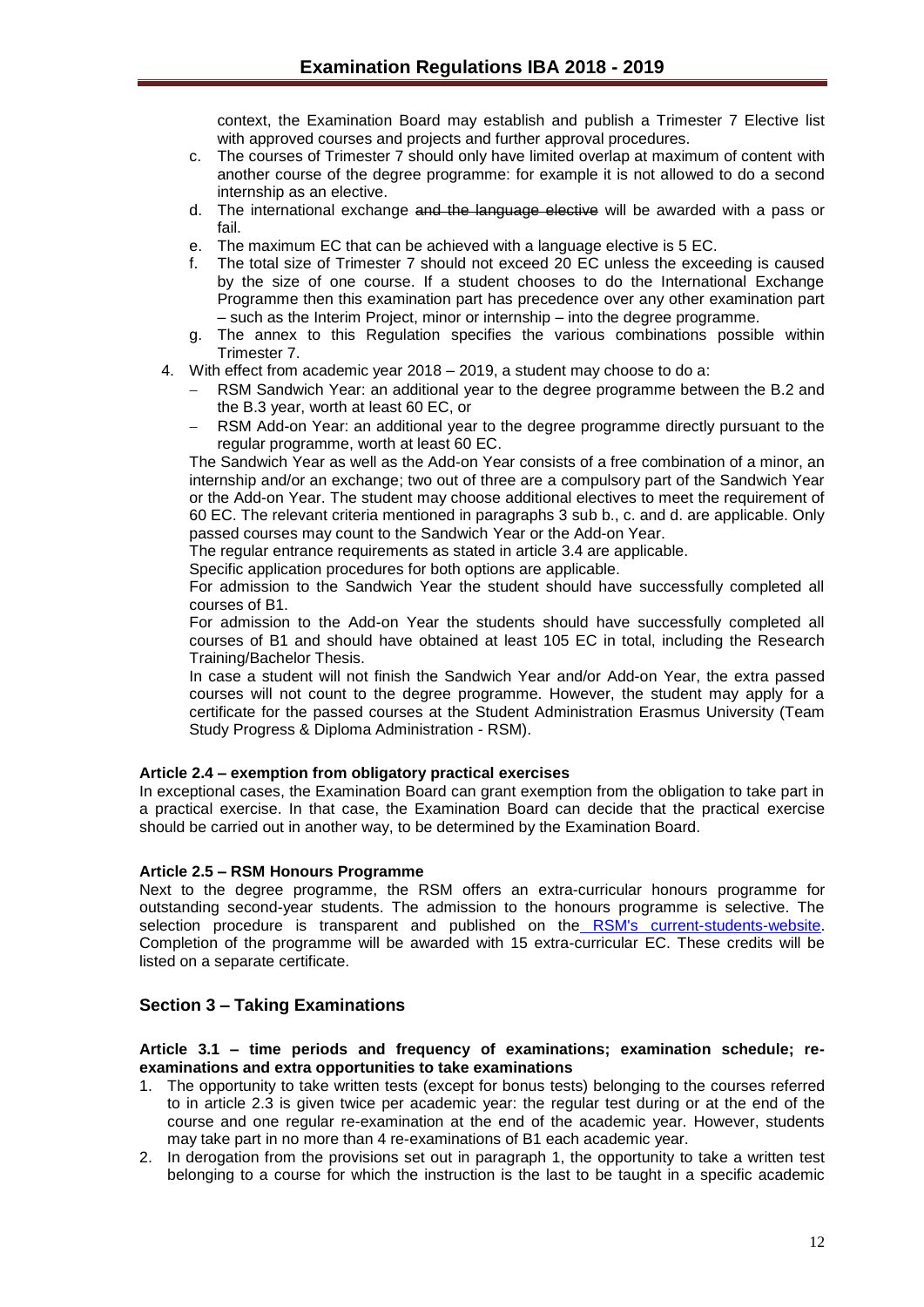context, the Examination Board may establish and publish a Trimester 7 Elective list with approved courses and projects and further approval procedures.

   c. The courses of Trimester 7 should only have limited overlap at maximum of content with another course of the degree programme: for example it is not allowed to do a second internship as an elective.
   d. The international exchange ~~and the language elective~~ will be awarded with a pass or fail.
   e. The maximum EC that can be achieved with a language elective is 5 EC.
   f. The total size of Trimester 7 should not exceed 20 EC unless the exceeding is caused by the size of one course. If a student chooses to do the International Exchange Programme then this examination part has precedence over any other examination part – such as the Interim Project, minor or internship – into the degree programme.
   g. The annex to this Regulation specifies the various combinations possible within Trimester 7.

4. With effect from academic year 2018 – 2019, a student may choose to do a:
   - RSM Sandwich Year: an additional year to the degree programme between the B.2 and the B.3 year, worth at least 60 EC, or
   - RSM Add-on Year: an additional year to the degree programme directly pursuant to the regular programme, worth at least 60 EC.

   The Sandwich Year as well as the Add-on Year consists of a free combination of a minor, an internship and/or an exchange; two out of three are a compulsory part of the Sandwich Year or the Add-on Year. The student may choose additional electives to meet the requirement of 60 EC. The relevant criteria mentioned in paragraphs 3 sub b., c. and d. are applicable. Only passed courses may count to the Sandwich Year or the Add-on Year.

   The regular entrance requirements as stated in article 3.4 are applicable.

   Specific application procedures for both options are applicable.

   For admission to the Sandwich Year the student should have successfully completed all courses of B1.

   For admission to the Add-on Year the students should have successfully completed all courses of B1 and should have obtained at least 105 EC in total, including the Research Training/Bachelor Thesis.

   In case a student will not finish the Sandwich Year and/or Add-on Year, the extra passed courses will not count to the degree programme. However, the student may apply for a certificate for the passed courses at the Student Administration Erasmus University (Team Study Progress & Diploma Administration - RSM).

**Article 2.4 – exemption from obligatory practical exercises**

In exceptional cases, the Examination Board can grant exemption from the obligation to take part in a practical exercise. In that case, the Examination Board can decide that the practical exercise should be carried out in another way, to be determined by the Examination Board.

**Article 2.5 – RSM Honours Programme**

Next to the degree programme, the RSM offers an extra-curricular honours programme for outstanding second-year students. The admission to the honours programme is selective. The selection procedure is transparent and published on the RSM's current-students-website. Completion of the programme will be awarded with 15 extra-curricular EC. These credits will be listed on a separate certificate.

## Section 3 – Taking Examinations

**Article 3.1 – time periods and frequency of examinations; examination schedule; re-examinations and extra opportunities to take examinations**

1. The opportunity to take written tests (except for bonus tests) belonging to the courses referred to in article 2.3 is given twice per academic year: the regular test during or at the end of the course and one regular re-examination at the end of the academic year. However, students may take part in no more than 4 re-examinations of B1 each academic year.
2. In derogation from the provisions set out in paragraph 1, the opportunity to take a written test belonging to a course for which the instruction is the last to be taught in a specific academic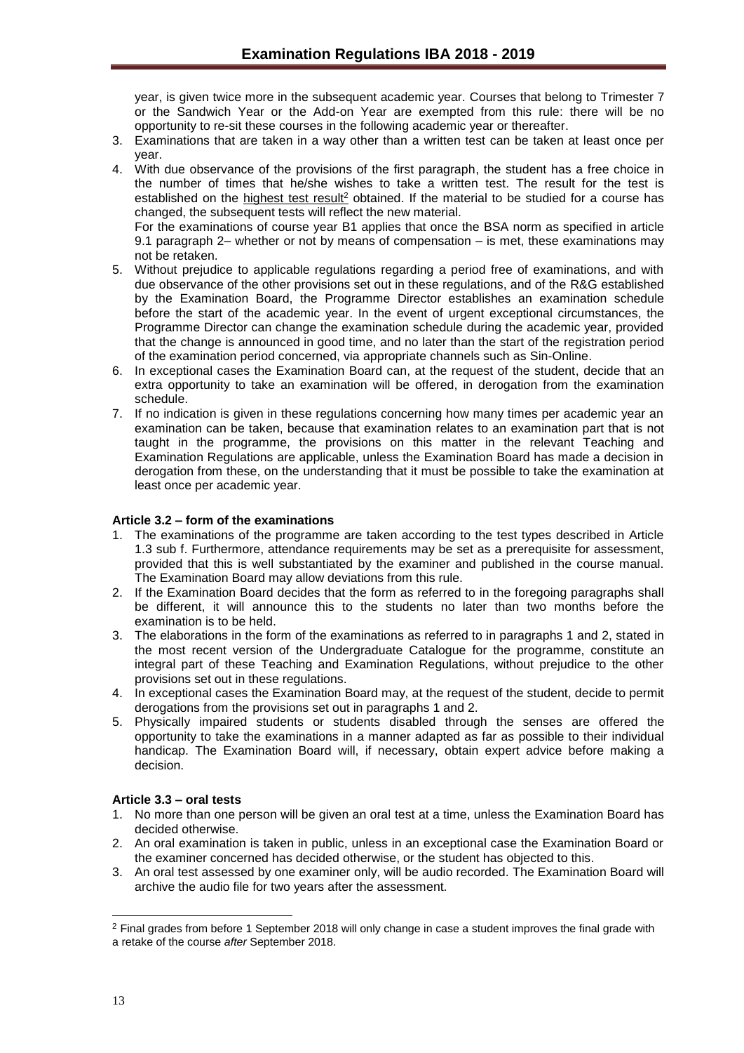year, is given twice more in the subsequent academic year. Courses that belong to Trimester 7 or the Sandwich Year or the Add-on Year are exempted from this rule: there will be no opportunity to re-sit these courses in the following academic year or thereafter.

3. Examinations that are taken in a way other than a written test can be taken at least once per year.
4. With due observance of the provisions of the first paragraph, the student has a free choice in the number of times that he/she wishes to take a written test. The result for the test is established on the highest test result[2] obtained. If the material to be studied for a course has changed, the subsequent tests will reflect the new material.
   For the examinations of course year B1 applies that once the BSA norm as specified in article 9.1 paragraph 2– whether or not by means of compensation – is met, these examinations may not be retaken.
5. Without prejudice to applicable regulations regarding a period free of examinations, and with due observance of the other provisions set out in these regulations, and of the R&G established by the Examination Board, the Programme Director establishes an examination schedule before the start of the academic year. In the event of urgent exceptional circumstances, the Programme Director can change the examination schedule during the academic year, provided that the change is announced in good time, and no later than the start of the registration period of the examination period concerned, via appropriate channels such as Sin-Online.
6. In exceptional cases the Examination Board can, at the request of the student, decide that an extra opportunity to take an examination will be offered, in derogation from the examination schedule.
7. If no indication is given in these regulations concerning how many times per academic year an examination can be taken, because that examination relates to an examination part that is not taught in the programme, the provisions on this matter in the relevant Teaching and Examination Regulations are applicable, unless the Examination Board has made a decision in derogation from these, on the understanding that it must be possible to take the examination at least once per academic year.

**Article 3.2 – form of the examinations**

1. The examinations of the programme are taken according to the test types described in Article 1.3 sub f. Furthermore, attendance requirements may be set as a prerequisite for assessment, provided that this is well substantiated by the examiner and published in the course manual. The Examination Board may allow deviations from this rule.
2. If the Examination Board decides that the form as referred to in the foregoing paragraphs shall be different, it will announce this to the students no later than two months before the examination is to be held.
3. The elaborations in the form of the examinations as referred to in paragraphs 1 and 2, stated in the most recent version of the Undergraduate Catalogue for the programme, constitute an integral part of these Teaching and Examination Regulations, without prejudice to the other provisions set out in these regulations.
4. In exceptional cases the Examination Board may, at the request of the student, decide to permit derogations from the provisions set out in paragraphs 1 and 2.
5. Physically impaired students or students disabled through the senses are offered the opportunity to take the examinations in a manner adapted as far as possible to their individual handicap. The Examination Board will, if necessary, obtain expert advice before making a decision.

**Article 3.3 – oral tests**

1. No more than one person will be given an oral test at a time, unless the Examination Board has decided otherwise.
2. An oral examination is taken in public, unless in an exceptional case the Examination Board or the examiner concerned has decided otherwise, or the student has objected to this.
3. An oral test assessed by one examiner only, will be audio recorded. The Examination Board will archive the audio file for two years after the assessment.

[2] Final grades from before 1 September 2018 will only change in case a student improves the final grade with a retake of the course *after* September 2018.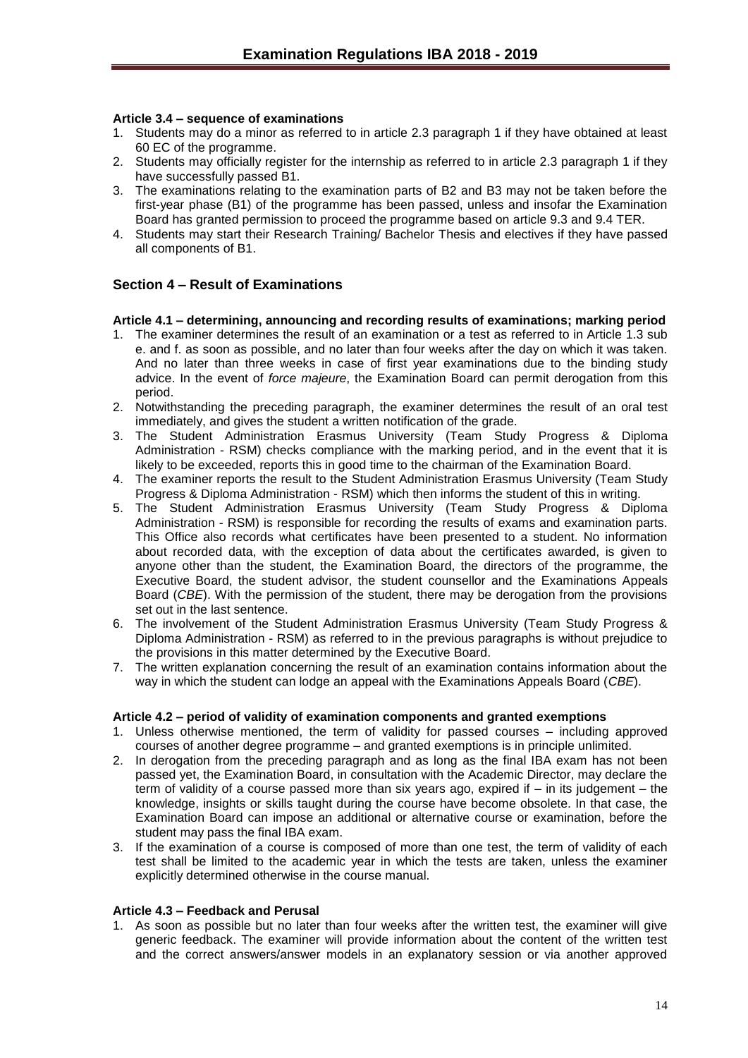#### Article 3.4 – sequence of examinations

1. Students may do a minor as referred to in article 2.3 paragraph 1 if they have obtained at least 60 EC of the programme.
2. Students may officially register for the internship as referred to in article 2.3 paragraph 1 if they have successfully passed B1.
3. The examinations relating to the examination parts of B2 and B3 may not be taken before the first-year phase (B1) of the programme has been passed, unless and insofar the Examination Board has granted permission to proceed the programme based on article 9.3 and 9.4 TER.
4. Students may start their Research Training/ Bachelor Thesis and electives if they have passed all components of B1.

## Section 4 – Result of Examinations

#### Article 4.1 – determining, announcing and recording results of examinations; marking period

1. The examiner determines the result of an examination or a test as referred to in Article 1.3 sub e. and f. as soon as possible, and no later than four weeks after the day on which it was taken. And no later than three weeks in case of first year examinations due to the binding study advice. In the event of *force majeure*, the Examination Board can permit derogation from this period.
2. Notwithstanding the preceding paragraph, the examiner determines the result of an oral test immediately, and gives the student a written notification of the grade.
3. The Student Administration Erasmus University (Team Study Progress & Diploma Administration - RSM) checks compliance with the marking period, and in the event that it is likely to be exceeded, reports this in good time to the chairman of the Examination Board.
4. The examiner reports the result to the Student Administration Erasmus University (Team Study Progress & Diploma Administration - RSM) which then informs the student of this in writing.
5. The Student Administration Erasmus University (Team Study Progress & Diploma Administration - RSM) is responsible for recording the results of exams and examination parts. This Office also records what certificates have been presented to a student. No information about recorded data, with the exception of data about the certificates awarded, is given to anyone other than the student, the Examination Board, the directors of the programme, the Executive Board, the student advisor, the student counsellor and the Examinations Appeals Board (*CBE*). With the permission of the student, there may be derogation from the provisions set out in the last sentence.
6. The involvement of the Student Administration Erasmus University (Team Study Progress & Diploma Administration - RSM) as referred to in the previous paragraphs is without prejudice to the provisions in this matter determined by the Executive Board.
7. The written explanation concerning the result of an examination contains information about the way in which the student can lodge an appeal with the Examinations Appeals Board (*CBE*).

#### Article 4.2 – period of validity of examination components and granted exemptions

1. Unless otherwise mentioned, the term of validity for passed courses – including approved courses of another degree programme – and granted exemptions is in principle unlimited.
2. In derogation from the preceding paragraph and as long as the final IBA exam has not been passed yet, the Examination Board, in consultation with the Academic Director, may declare the term of validity of a course passed more than six years ago, expired if – in its judgement – the knowledge, insights or skills taught during the course have become obsolete. In that case, the Examination Board can impose an additional or alternative course or examination, before the student may pass the final IBA exam.
3. If the examination of a course is composed of more than one test, the term of validity of each test shall be limited to the academic year in which the tests are taken, unless the examiner explicitly determined otherwise in the course manual.

#### Article 4.3 – Feedback and Perusal

1. As soon as possible but no later than four weeks after the written test, the examiner will give generic feedback. The examiner will provide information about the content of the written test and the correct answers/answer models in an explanatory session or via another approved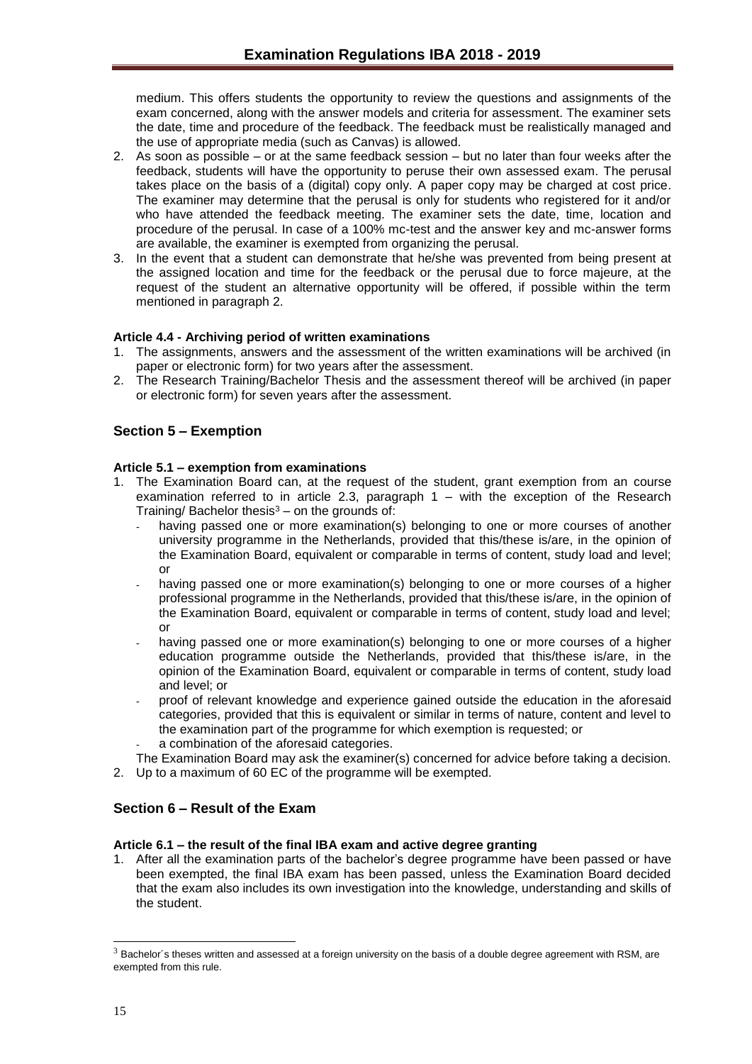medium. This offers students the opportunity to review the questions and assignments of the exam concerned, along with the answer models and criteria for assessment. The examiner sets the date, time and procedure of the feedback. The feedback must be realistically managed and the use of appropriate media (such as Canvas) is allowed.

2. As soon as possible – or at the same feedback session – but no later than four weeks after the feedback, students will have the opportunity to peruse their own assessed exam. The perusal takes place on the basis of a (digital) copy only. A paper copy may be charged at cost price. The examiner may determine that the perusal is only for students who registered for it and/or who have attended the feedback meeting. The examiner sets the date, time, location and procedure of the perusal. In case of a 100% mc-test and the answer key and mc-answer forms are available, the examiner is exempted from organizing the perusal.
3. In the event that a student can demonstrate that he/she was prevented from being present at the assigned location and time for the feedback or the perusal due to force majeure, at the request of the student an alternative opportunity will be offered, if possible within the term mentioned in paragraph 2.

#### Article 4.4 - Archiving period of written examinations

1. The assignments, answers and the assessment of the written examinations will be archived (in paper or electronic form) for two years after the assessment.
2. The Research Training/Bachelor Thesis and the assessment thereof will be archived (in paper or electronic form) for seven years after the assessment.

## Section 5 – Exemption

#### Article 5.1 – exemption from examinations

1. The Examination Board can, at the request of the student, grant exemption from an course examination referred to in article 2.3, paragraph 1 – with the exception of the Research Training/ Bachelor thesis[3] – on the grounds of:
   - having passed one or more examination(s) belonging to one or more courses of another university programme in the Netherlands, provided that this/these is/are, in the opinion of the Examination Board, equivalent or comparable in terms of content, study load and level; or
   - having passed one or more examination(s) belonging to one or more courses of a higher professional programme in the Netherlands, provided that this/these is/are, in the opinion of the Examination Board, equivalent or comparable in terms of content, study load and level; or
   - having passed one or more examination(s) belonging to one or more courses of a higher education programme outside the Netherlands, provided that this/these is/are, in the opinion of the Examination Board, equivalent or comparable in terms of content, study load and level; or
   - proof of relevant knowledge and experience gained outside the education in the aforesaid categories, provided that this is equivalent or similar in terms of nature, content and level to the examination part of the programme for which exemption is requested; or
   - a combination of the aforesaid categories.

   The Examination Board may ask the examiner(s) concerned for advice before taking a decision.
2. Up to a maximum of 60 EC of the programme will be exempted.

## Section 6 – Result of the Exam

#### Article 6.1 – the result of the final IBA exam and active degree granting

1. After all the examination parts of the bachelor's degree programme have been passed or have been exempted, the final IBA exam has been passed, unless the Examination Board decided that the exam also includes its own investigation into the knowledge, understanding and skills of the student.

[3] Bachelor´s theses written and assessed at a foreign university on the basis of a double degree agreement with RSM, are exempted from this rule.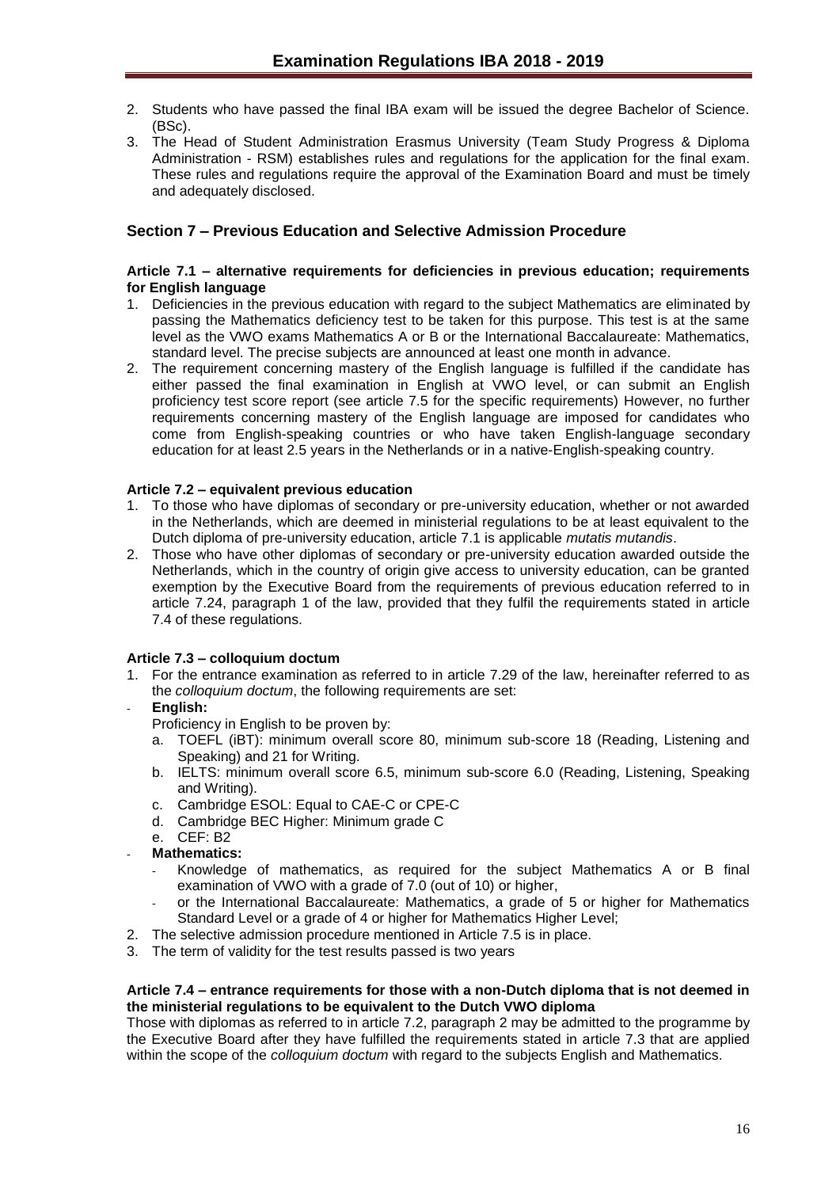2. Students who have passed the final IBA exam will be issued the degree Bachelor of Science. (BSc).
3. The Head of Student Administration Erasmus University (Team Study Progress & Diploma Administration - RSM) establishes rules and regulations for the application for the final exam. These rules and regulations require the approval of the Examination Board and must be timely and adequately disclosed.

## Section 7 – Previous Education and Selective Admission Procedure

**Article 7.1 – alternative requirements for deficiencies in previous education; requirements for English language**

1. Deficiencies in the previous education with regard to the subject Mathematics are eliminated by passing the Mathematics deficiency test to be taken for this purpose. This test is at the same level as the VWO exams Mathematics A or B or the International Baccalaureate: Mathematics, standard level. The precise subjects are announced at least one month in advance.
2. The requirement concerning mastery of the English language is fulfilled if the candidate has either passed the final examination in English at VWO level, or can submit an English proficiency test score report (see article 7.5 for the specific requirements) However, no further requirements concerning mastery of the English language are imposed for candidates who come from English-speaking countries or who have taken English-language secondary education for at least 2.5 years in the Netherlands or in a native-English-speaking country.

**Article 7.2 – equivalent previous education**

1. To those who have diplomas of secondary or pre-university education, whether or not awarded in the Netherlands, which are deemed in ministerial regulations to be at least equivalent to the Dutch diploma of pre-university education, article 7.1 is applicable *mutatis mutandis*.
2. Those who have other diplomas of secondary or pre-university education awarded outside the Netherlands, which in the country of origin give access to university education, can be granted exemption by the Executive Board from the requirements of previous education referred to in article 7.24, paragraph 1 of the law, provided that they fulfil the requirements stated in article 7.4 of these regulations.

**Article 7.3 – colloquium doctum**

1. For the entrance examination as referred to in article 7.29 of the law, hereinafter referred to as the *colloquium doctum*, the following requirements are set:
   - **English:**
     Proficiency in English to be proven by:
     a. TOEFL (iBT): minimum overall score 80, minimum sub-score 18 (Reading, Listening and Speaking) and 21 for Writing.
     b. IELTS: minimum overall score 6.5, minimum sub-score 6.0 (Reading, Listening, Speaking and Writing).
     c. Cambridge ESOL: Equal to CAE-C or CPE-C
     d. Cambridge BEC Higher: Minimum grade C
     e. CEF: B2
   - **Mathematics:**
     - Knowledge of mathematics, as required for the subject Mathematics A or B final examination of VWO with a grade of 7.0 (out of 10) or higher,
     - or the International Baccalaureate: Mathematics, a grade of 5 or higher for Mathematics Standard Level or a grade of 4 or higher for Mathematics Higher Level;
2. The selective admission procedure mentioned in Article 7.5 is in place.
3. The term of validity for the test results passed is two years

**Article 7.4 – entrance requirements for those with a non-Dutch diploma that is not deemed in the ministerial regulations to be equivalent to the Dutch VWO diploma**

Those with diplomas as referred to in article 7.2, paragraph 2 may be admitted to the programme by the Executive Board after they have fulfilled the requirements stated in article 7.3 that are applied within the scope of the *colloquium doctum* with regard to the subjects English and Mathematics.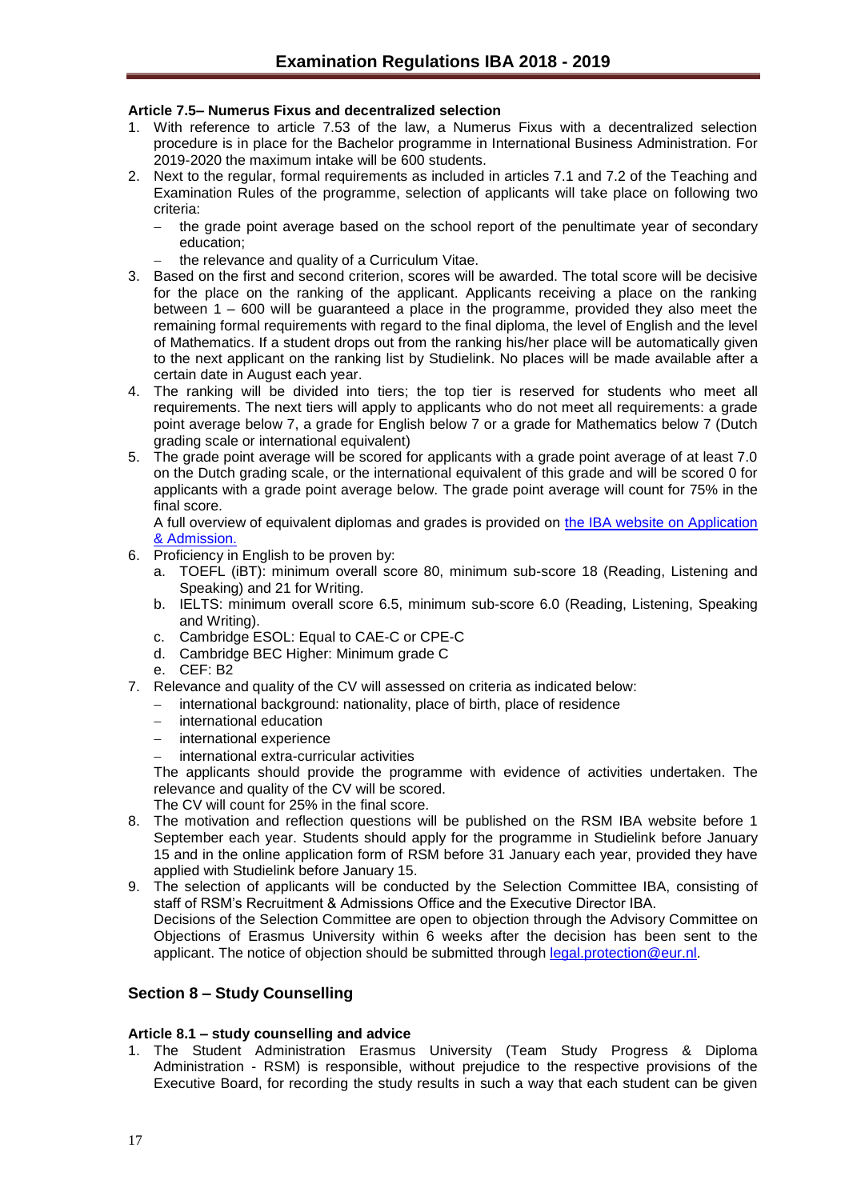#### Article 7.5– Numerus Fixus and decentralized selection

1. With reference to article 7.53 of the law, a Numerus Fixus with a decentralized selection procedure is in place for the Bachelor programme in International Business Administration. For 2019-2020 the maximum intake will be 600 students.
2. Next to the regular, formal requirements as included in articles 7.1 and 7.2 of the Teaching and Examination Rules of the programme, selection of applicants will take place on following two criteria:
   - the grade point average based on the school report of the penultimate year of secondary education;
   - the relevance and quality of a Curriculum Vitae.
3. Based on the first and second criterion, scores will be awarded. The total score will be decisive for the place on the ranking of the applicant. Applicants receiving a place on the ranking between 1 – 600 will be guaranteed a place in the programme, provided they also meet the remaining formal requirements with regard to the final diploma, the level of English and the level of Mathematics. If a student drops out from the ranking his/her place will be automatically given to the next applicant on the ranking list by Studielink. No places will be made available after a certain date in August each year.
4. The ranking will be divided into tiers; the top tier is reserved for students who meet all requirements. The next tiers will apply to applicants who do not meet all requirements: a grade point average below 7, a grade for English below 7 or a grade for Mathematics below 7 (Dutch grading scale or international equivalent)
5. The grade point average will be scored for applicants with a grade point average of at least 7.0 on the Dutch grading scale, or the international equivalent of this grade and will be scored 0 for applicants with a grade point average below. The grade point average will count for 75% in the final score.
   A full overview of equivalent diplomas and grades is provided on [the IBA website on Application & Admission.]()
6. Proficiency in English to be proven by:
   a. TOEFL (iBT): minimum overall score 80, minimum sub-score 18 (Reading, Listening and Speaking) and 21 for Writing.
   b. IELTS: minimum overall score 6.5, minimum sub-score 6.0 (Reading, Listening, Speaking and Writing).
   c. Cambridge ESOL: Equal to CAE-C or CPE-C
   d. Cambridge BEC Higher: Minimum grade C
   e. CEF: B2
7. Relevance and quality of the CV will assessed on criteria as indicated below:
   - international background: nationality, place of birth, place of residence
   - international education
   - international experience
   - international extra-curricular activities

   The applicants should provide the programme with evidence of activities undertaken. The relevance and quality of the CV will be scored.
   The CV will count for 25% in the final score.
8. The motivation and reflection questions will be published on the RSM IBA website before 1 September each year. Students should apply for the programme in Studielink before January 15 and in the online application form of RSM before 31 January each year, provided they have applied with Studielink before January 15.
9. The selection of applicants will be conducted by the Selection Committee IBA, consisting of staff of RSM's Recruitment & Admissions Office and the Executive Director IBA.
   Decisions of the Selection Committee are open to objection through the Advisory Committee on Objections of Erasmus University within 6 weeks after the decision has been sent to the applicant. The notice of objection should be submitted through [legal.protection@eur.nl](mailto:legal.protection@eur.nl).

## Section 8 – Study Counselling

#### Article 8.1 – study counselling and advice

1. The Student Administration Erasmus University (Team Study Progress & Diploma Administration - RSM) is responsible, without prejudice to the respective provisions of the Executive Board, for recording the study results in such a way that each student can be given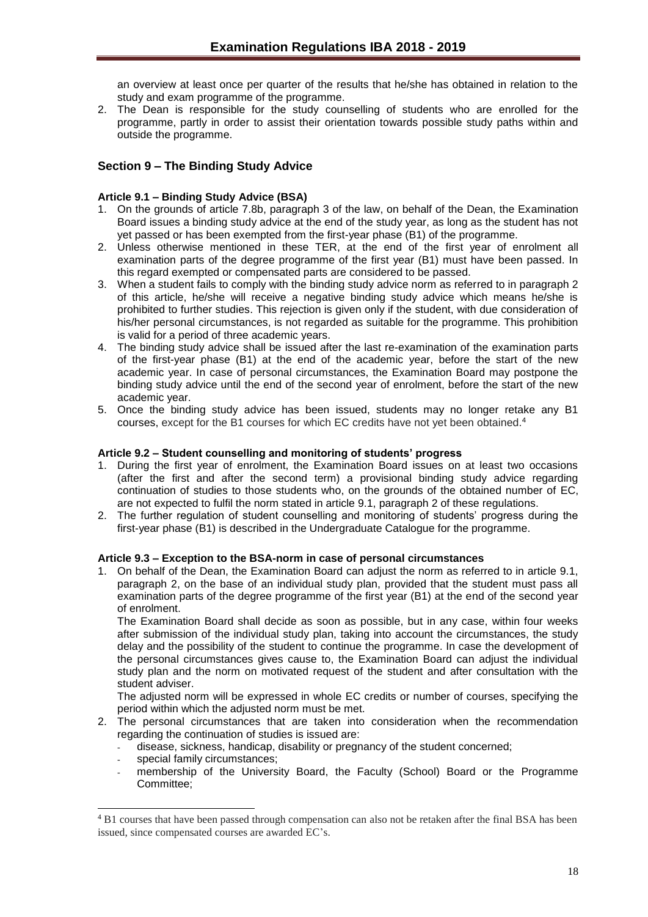an overview at least once per quarter of the results that he/she has obtained in relation to the study and exam programme of the programme.

2. The Dean is responsible for the study counselling of students who are enrolled for the programme, partly in order to assist their orientation towards possible study paths within and outside the programme.

## Section 9 – The Binding Study Advice

### Article 9.1 – Binding Study Advice (BSA)

1. On the grounds of article 7.8b, paragraph 3 of the law, on behalf of the Dean, the Examination Board issues a binding study advice at the end of the study year, as long as the student has not yet passed or has been exempted from the first-year phase (B1) of the programme.
2. Unless otherwise mentioned in these TER, at the end of the first year of enrolment all examination parts of the degree programme of the first year (B1) must have been passed. In this regard exempted or compensated parts are considered to be passed.
3. When a student fails to comply with the binding study advice norm as referred to in paragraph 2 of this article, he/she will receive a negative binding study advice which means he/she is prohibited to further studies. This rejection is given only if the student, with due consideration of his/her personal circumstances, is not regarded as suitable for the programme. This prohibition is valid for a period of three academic years.
4. The binding study advice shall be issued after the last re-examination of the examination parts of the first-year phase (B1) at the end of the academic year, before the start of the new academic year. In case of personal circumstances, the Examination Board may postpone the binding study advice until the end of the second year of enrolment, before the start of the new academic year.
5. Once the binding study advice has been issued, students may no longer retake any B1 courses, except for the B1 courses for which EC credits have not yet been obtained.[4]

### Article 9.2 – Student counselling and monitoring of students' progress

1. During the first year of enrolment, the Examination Board issues on at least two occasions (after the first and after the second term) a provisional binding study advice regarding continuation of studies to those students who, on the grounds of the obtained number of EC, are not expected to fulfil the norm stated in article 9.1, paragraph 2 of these regulations.
2. The further regulation of student counselling and monitoring of students' progress during the first-year phase (B1) is described in the Undergraduate Catalogue for the programme.

### Article 9.3 – Exception to the BSA-norm in case of personal circumstances

1. On behalf of the Dean, the Examination Board can adjust the norm as referred to in article 9.1, paragraph 2, on the base of an individual study plan, provided that the student must pass all examination parts of the degree programme of the first year (B1) at the end of the second year of enrolment.

   The Examination Board shall decide as soon as possible, but in any case, within four weeks after submission of the individual study plan, taking into account the circumstances, the study delay and the possibility of the student to continue the programme. In case the development of the personal circumstances gives cause to, the Examination Board can adjust the individual study plan and the norm on motivated request of the student and after consultation with the student adviser.

   The adjusted norm will be expressed in whole EC credits or number of courses, specifying the period within which the adjusted norm must be met.
2. The personal circumstances that are taken into consideration when the recommendation regarding the continuation of studies is issued are:
   - disease, sickness, handicap, disability or pregnancy of the student concerned;
   - special family circumstances;
   - membership of the University Board, the Faculty (School) Board or the Programme Committee;

[4] B1 courses that have been passed through compensation can also not be retaken after the final BSA has been issued, since compensated courses are awarded EC's.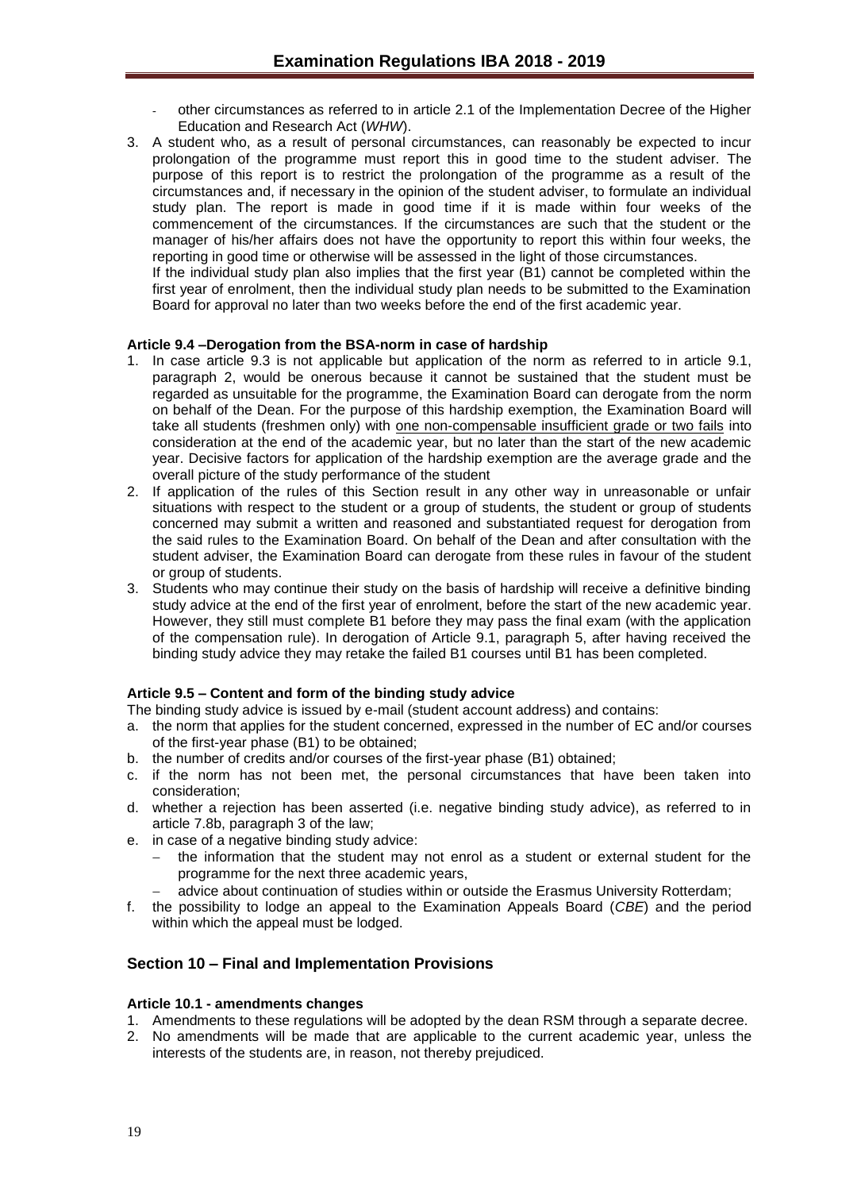- other circumstances as referred to in article 2.1 of the Implementation Decree of the Higher Education and Research Act (*WHW*).

3. A student who, as a result of personal circumstances, can reasonably be expected to incur prolongation of the programme must report this in good time to the student adviser. The purpose of this report is to restrict the prolongation of the programme as a result of the circumstances and, if necessary in the opinion of the student adviser, to formulate an individual study plan. The report is made in good time if it is made within four weeks of the commencement of the circumstances. If the circumstances are such that the student or the manager of his/her affairs does not have the opportunity to report this within four weeks, the reporting in good time or otherwise will be assessed in the light of those circumstances.
   If the individual study plan also implies that the first year (B1) cannot be completed within the first year of enrolment, then the individual study plan needs to be submitted to the Examination Board for approval no later than two weeks before the end of the first academic year.

#### Article 9.4 –Derogation from the BSA-norm in case of hardship

1. In case article 9.3 is not applicable but application of the norm as referred to in article 9.1, paragraph 2, would be onerous because it cannot be sustained that the student must be regarded as unsuitable for the programme, the Examination Board can derogate from the norm on behalf of the Dean. For the purpose of this hardship exemption, the Examination Board will take all students (freshmen only) with one non-compensable insufficient grade or two fails into consideration at the end of the academic year, but no later than the start of the new academic year. Decisive factors for application of the hardship exemption are the average grade and the overall picture of the study performance of the student
2. If application of the rules of this Section result in any other way in unreasonable or unfair situations with respect to the student or a group of students, the student or group of students concerned may submit a written and reasoned and substantiated request for derogation from the said rules to the Examination Board. On behalf of the Dean and after consultation with the student adviser, the Examination Board can derogate from these rules in favour of the student or group of students.
3. Students who may continue their study on the basis of hardship will receive a definitive binding study advice at the end of the first year of enrolment, before the start of the new academic year. However, they still must complete B1 before they may pass the final exam (with the application of the compensation rule). In derogation of Article 9.1, paragraph 5, after having received the binding study advice they may retake the failed B1 courses until B1 has been completed.

#### Article 9.5 – Content and form of the binding study advice

The binding study advice is issued by e-mail (student account address) and contains:

a. the norm that applies for the student concerned, expressed in the number of EC and/or courses of the first-year phase (B1) to be obtained;
b. the number of credits and/or courses of the first-year phase (B1) obtained;
c. if the norm has not been met, the personal circumstances that have been taken into consideration;
d. whether a rejection has been asserted (i.e. negative binding study advice), as referred to in article 7.8b, paragraph 3 of the law;
e. in case of a negative binding study advice:
   - the information that the student may not enrol as a student or external student for the programme for the next three academic years,
   - advice about continuation of studies within or outside the Erasmus University Rotterdam;
f. the possibility to lodge an appeal to the Examination Appeals Board (*CBE*) and the period within which the appeal must be lodged.

## Section 10 – Final and Implementation Provisions

#### Article 10.1 - amendments changes

1. Amendments to these regulations will be adopted by the dean RSM through a separate decree.
2. No amendments will be made that are applicable to the current academic year, unless the interests of the students are, in reason, not thereby prejudiced.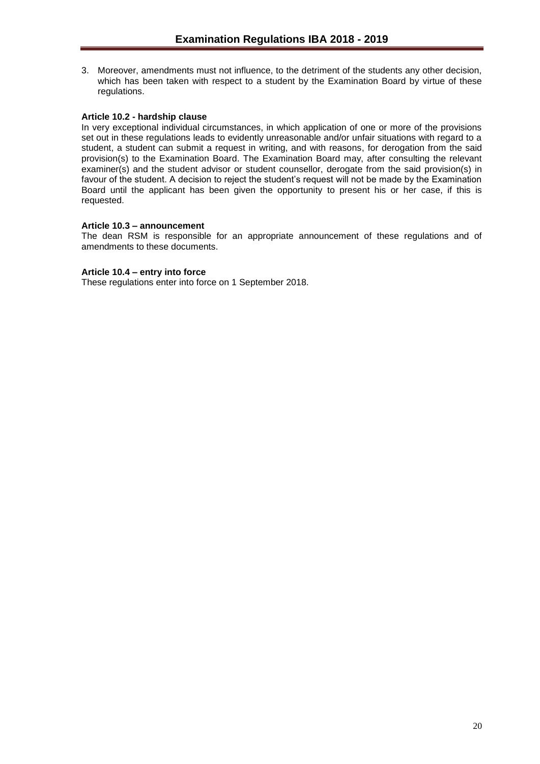3. Moreover, amendments must not influence, to the detriment of the students any other decision, which has been taken with respect to a student by the Examination Board by virtue of these regulations.

**Article 10.2 - hardship clause**

In very exceptional individual circumstances, in which application of one or more of the provisions set out in these regulations leads to evidently unreasonable and/or unfair situations with regard to a student, a student can submit a request in writing, and with reasons, for derogation from the said provision(s) to the Examination Board. The Examination Board may, after consulting the relevant examiner(s) and the student advisor or student counsellor, derogate from the said provision(s) in favour of the student. A decision to reject the student's request will not be made by the Examination Board until the applicant has been given the opportunity to present his or her case, if this is requested.

**Article 10.3 – announcement**

The dean RSM is responsible for an appropriate announcement of these regulations and of amendments to these documents.

**Article 10.4 – entry into force**

These regulations enter into force on 1 September 2018.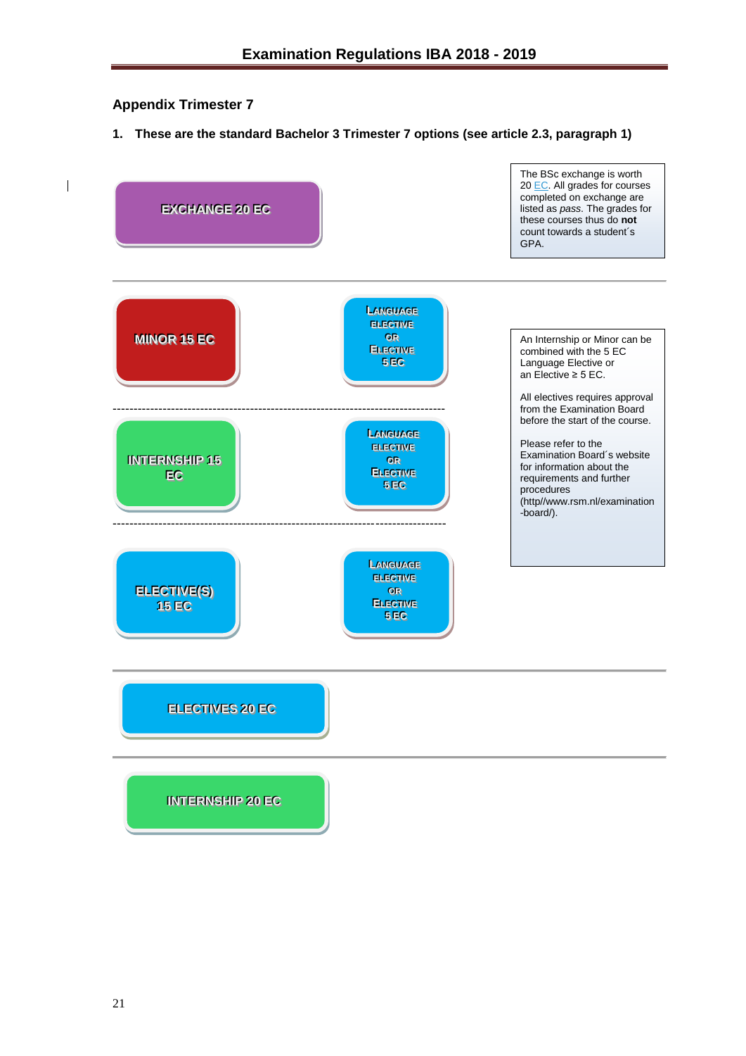## Appendix Trimester 7

### 1. These are the standard Bachelor 3 Trimester 7 options (see article 2.3, paragraph 1)

**EXCHANGE 20 EC**

The BSc exchange is worth 20 EC. All grades for courses completed on exchange are listed as *pass*. The grades for these courses thus do **not** count towards a student´s GPA.

---

**MINOR 15 EC** — **LANGUAGE ELECTIVE OR ELECTIVE 5 EC**

**INTERNSHIP 15 EC** — **LANGUAGE ELECTIVE OR ELECTIVE 5 EC**

**ELECTIVE(S) 15 EC** — **LANGUAGE ELECTIVE OR ELECTIVE 5 EC**

An Internship or Minor can be combined with the 5 EC Language Elective or an Elective ≥ 5 EC.

All electives requires approval from the Examination Board before the start of the course.

Please refer to the Examination Board´s website for information about the requirements and further procedures (http//www.rsm.nl/examination-board/).

---

**ELECTIVES 20 EC**

---

**INTERNSHIP 20 EC**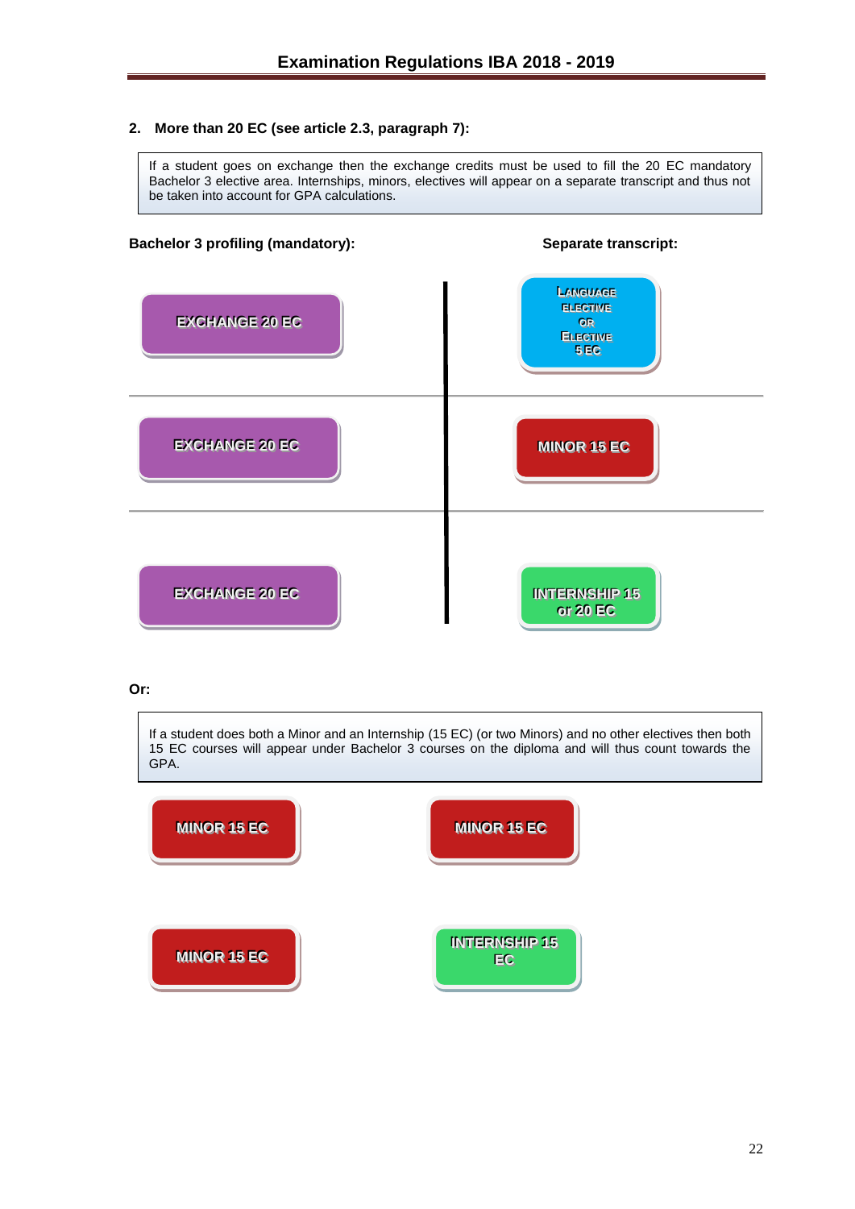## 2. More than 20 EC (see article 2.3, paragraph 7):

If a student goes on exchange then the exchange credits must be used to fill the 20 EC mandatory Bachelor 3 elective area. Internships, minors, electives will appear on a separate transcript and thus not be taken into account for GPA calculations.

| Bachelor 3 profiling (mandatory): | Separate transcript: |
| --- | --- |
| EXCHANGE 20 EC | LANGUAGE ELECTIVE OR ELECTIVE 5 EC |
| EXCHANGE 20 EC | MINOR 15 EC |
| EXCHANGE 20 EC | INTERNSHIP 15 or 20 EC |

**Or:**

If a student does both a Minor and an Internship (15 EC) (or two Minors) and no other electives then both 15 EC courses will appear under Bachelor 3 courses on the diploma and will thus count towards the GPA.

| | |
| --- | --- |
| MINOR 15 EC | MINOR 15 EC |
| MINOR 15 EC | INTERNSHIP 15 EC |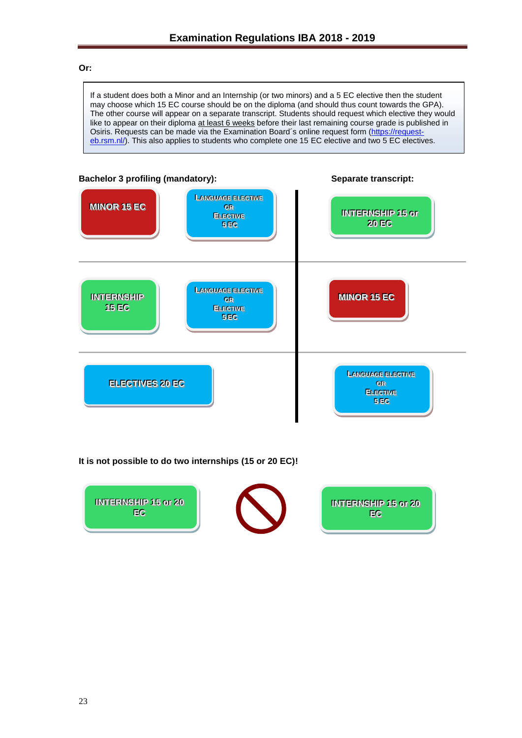**Or:**

> If a student does both a Minor and an Internship (or two minors) and a 5 EC elective then the student may choose which 15 EC course should be on the diploma (and should thus count towards the GPA). The other course will appear on a separate transcript. Students should request which elective they would like to appear on their diploma at least 6 weeks before their last remaining course grade is published in Osiris. Requests can be made via the Examination Board´s online request form (https://request-eb.rsm.nl/). This also applies to students who complete one 15 EC elective and two 5 EC electives.

| Bachelor 3 profiling (mandatory): | | Separate transcript: |
|---|---|---|
| MINOR 15 EC | LANGUAGE ELECTIVE OR ELECTIVE 5 EC | INTERNSHIP 15 or 20 EC |
| INTERNSHIP 15 EC | LANGUAGE ELECTIVE OR ELECTIVE 5 EC | MINOR 15 EC |
| ELECTIVES 20 EC | | LANGUAGE ELECTIVE OR ELECTIVE 5 EC |

**It is not possible to do two internships (15 or 20 EC)!**

INTERNSHIP 15 or 20 EC ⃠ INTERNSHIP 15 or 20 EC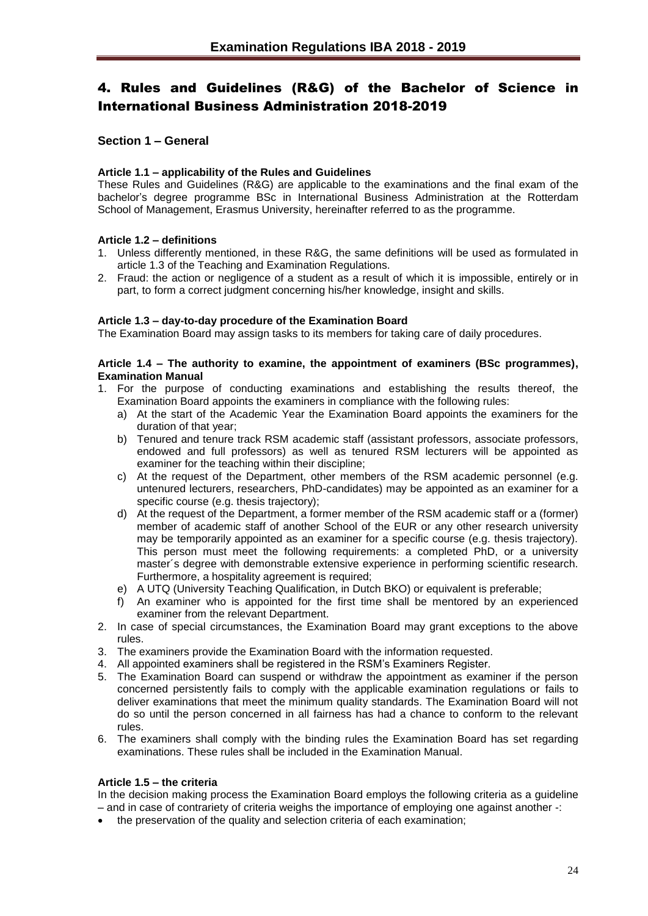## 4. Rules and Guidelines (R&G) of the Bachelor of Science in International Business Administration 2018-2019

### Section 1 – General

**Article 1.1 – applicability of the Rules and Guidelines**

These Rules and Guidelines (R&G) are applicable to the examinations and the final exam of the bachelor's degree programme BSc in International Business Administration at the Rotterdam School of Management, Erasmus University, hereinafter referred to as the programme.

**Article 1.2 – definitions**

1. Unless differently mentioned, in these R&G, the same definitions will be used as formulated in article 1.3 of the Teaching and Examination Regulations.
2. Fraud: the action or negligence of a student as a result of which it is impossible, entirely or in part, to form a correct judgment concerning his/her knowledge, insight and skills.

**Article 1.3 – day-to-day procedure of the Examination Board**

The Examination Board may assign tasks to its members for taking care of daily procedures.

**Article 1.4 – The authority to examine, the appointment of examiners (BSc programmes), Examination Manual**

1. For the purpose of conducting examinations and establishing the results thereof, the Examination Board appoints the examiners in compliance with the following rules:
   a) At the start of the Academic Year the Examination Board appoints the examiners for the duration of that year;
   b) Tenured and tenure track RSM academic staff (assistant professors, associate professors, endowed and full professors) as well as tenured RSM lecturers will be appointed as examiner for the teaching within their discipline;
   c) At the request of the Department, other members of the RSM academic personnel (e.g. untenured lecturers, researchers, PhD-candidates) may be appointed as an examiner for a specific course (e.g. thesis trajectory);
   d) At the request of the Department, a former member of the RSM academic staff or a (former) member of academic staff of another School of the EUR or any other research university may be temporarily appointed as an examiner for a specific course (e.g. thesis trajectory). This person must meet the following requirements: a completed PhD, or a university master´s degree with demonstrable extensive experience in performing scientific research. Furthermore, a hospitality agreement is required;
   e) A UTQ (University Teaching Qualification, in Dutch BKO) or equivalent is preferable;
   f) An examiner who is appointed for the first time shall be mentored by an experienced examiner from the relevant Department.
2. In case of special circumstances, the Examination Board may grant exceptions to the above rules.
3. The examiners provide the Examination Board with the information requested.
4. All appointed examiners shall be registered in the RSM's Examiners Register.
5. The Examination Board can suspend or withdraw the appointment as examiner if the person concerned persistently fails to comply with the applicable examination regulations or fails to deliver examinations that meet the minimum quality standards. The Examination Board will not do so until the person concerned in all fairness has had a chance to conform to the relevant rules.
6. The examiners shall comply with the binding rules the Examination Board has set regarding examinations. These rules shall be included in the Examination Manual.

**Article 1.5 – the criteria**

In the decision making process the Examination Board employs the following criteria as a guideline – and in case of contrariety of criteria weighs the importance of employing one against another -:

- the preservation of the quality and selection criteria of each examination;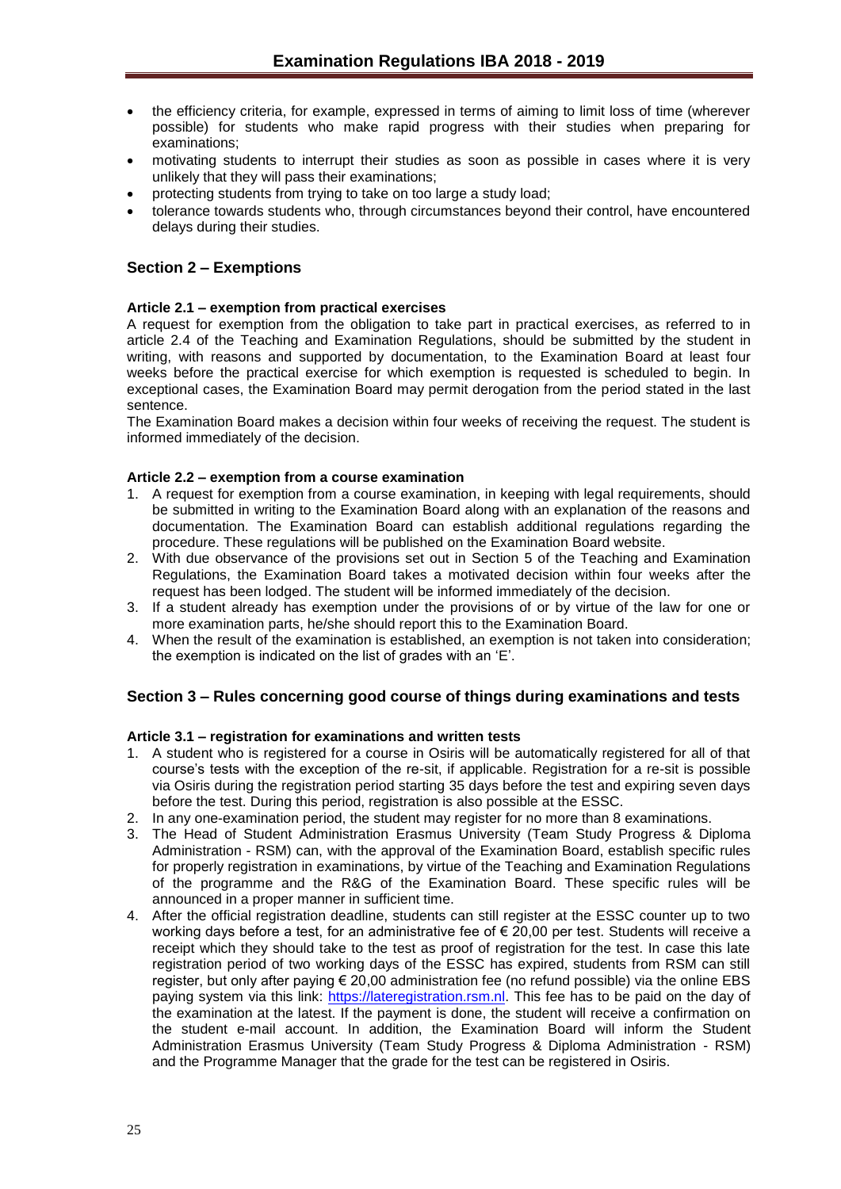- the efficiency criteria, for example, expressed in terms of aiming to limit loss of time (wherever possible) for students who make rapid progress with their studies when preparing for examinations;
- motivating students to interrupt their studies as soon as possible in cases where it is very unlikely that they will pass their examinations;
- protecting students from trying to take on too large a study load;
- tolerance towards students who, through circumstances beyond their control, have encountered delays during their studies.

## Section 2 – Exemptions

#### Article 2.1 – exemption from practical exercises

A request for exemption from the obligation to take part in practical exercises, as referred to in article 2.4 of the Teaching and Examination Regulations, should be submitted by the student in writing, with reasons and supported by documentation, to the Examination Board at least four weeks before the practical exercise for which exemption is requested is scheduled to begin. In exceptional cases, the Examination Board may permit derogation from the period stated in the last sentence.

The Examination Board makes a decision within four weeks of receiving the request. The student is informed immediately of the decision.

#### Article 2.2 – exemption from a course examination

1. A request for exemption from a course examination, in keeping with legal requirements, should be submitted in writing to the Examination Board along with an explanation of the reasons and documentation. The Examination Board can establish additional regulations regarding the procedure. These regulations will be published on the Examination Board website.
2. With due observance of the provisions set out in Section 5 of the Teaching and Examination Regulations, the Examination Board takes a motivated decision within four weeks after the request has been lodged. The student will be informed immediately of the decision.
3. If a student already has exemption under the provisions of or by virtue of the law for one or more examination parts, he/she should report this to the Examination Board.
4. When the result of the examination is established, an exemption is not taken into consideration; the exemption is indicated on the list of grades with an 'E'.

## Section 3 – Rules concerning good course of things during examinations and tests

#### Article 3.1 – registration for examinations and written tests

1. A student who is registered for a course in Osiris will be automatically registered for all of that course's tests with the exception of the re-sit, if applicable. Registration for a re-sit is possible via Osiris during the registration period starting 35 days before the test and expiring seven days before the test. During this period, registration is also possible at the ESSC.
2. In any one-examination period, the student may register for no more than 8 examinations.
3. The Head of Student Administration Erasmus University (Team Study Progress & Diploma Administration - RSM) can, with the approval of the Examination Board, establish specific rules for properly registration in examinations, by virtue of the Teaching and Examination Regulations of the programme and the R&G of the Examination Board. These specific rules will be announced in a proper manner in sufficient time.
4. After the official registration deadline, students can still register at the ESSC counter up to two working days before a test, for an administrative fee of € 20,00 per test. Students will receive a receipt which they should take to the test as proof of registration for the test. In case this late registration period of two working days of the ESSC has expired, students from RSM can still register, but only after paying € 20,00 administration fee (no refund possible) via the online EBS paying system via this link: https://lateregistration.rsm.nl. This fee has to be paid on the day of the examination at the latest. If the payment is done, the student will receive a confirmation on the student e-mail account. In addition, the Examination Board will inform the Student Administration Erasmus University (Team Study Progress & Diploma Administration - RSM) and the Programme Manager that the grade for the test can be registered in Osiris.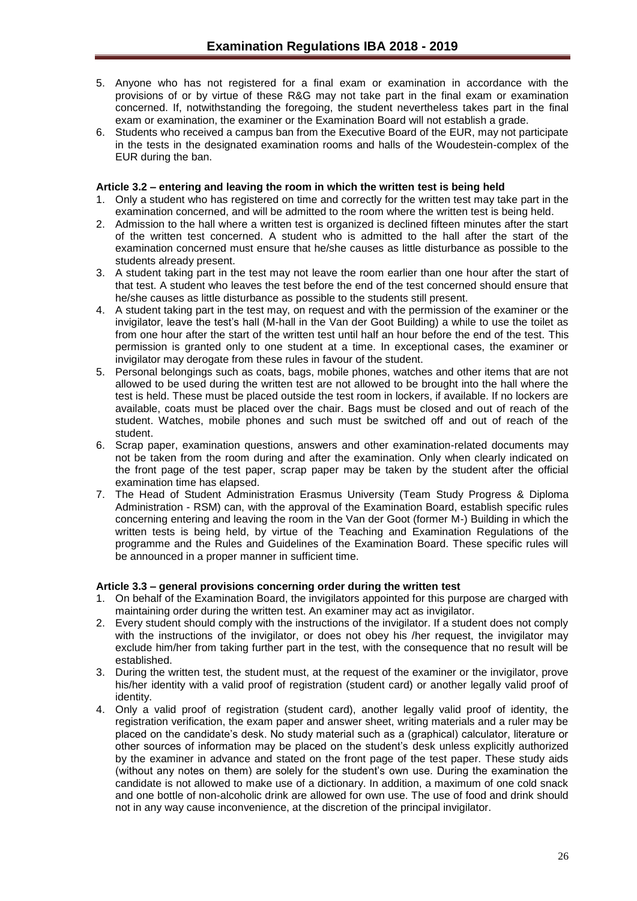5. Anyone who has not registered for a final exam or examination in accordance with the provisions of or by virtue of these R&G may not take part in the final exam or examination concerned. If, notwithstanding the foregoing, the student nevertheless takes part in the final exam or examination, the examiner or the Examination Board will not establish a grade.
6. Students who received a campus ban from the Executive Board of the EUR, may not participate in the tests in the designated examination rooms and halls of the Woudestein-complex of the EUR during the ban.

#### Article 3.2 – entering and leaving the room in which the written test is being held

1. Only a student who has registered on time and correctly for the written test may take part in the examination concerned, and will be admitted to the room where the written test is being held.
2. Admission to the hall where a written test is organized is declined fifteen minutes after the start of the written test concerned. A student who is admitted to the hall after the start of the examination concerned must ensure that he/she causes as little disturbance as possible to the students already present.
3. A student taking part in the test may not leave the room earlier than one hour after the start of that test. A student who leaves the test before the end of the test concerned should ensure that he/she causes as little disturbance as possible to the students still present.
4. A student taking part in the test may, on request and with the permission of the examiner or the invigilator, leave the test's hall (M-hall in the Van der Goot Building) a while to use the toilet as from one hour after the start of the written test until half an hour before the end of the test. This permission is granted only to one student at a time. In exceptional cases, the examiner or invigilator may derogate from these rules in favour of the student.
5. Personal belongings such as coats, bags, mobile phones, watches and other items that are not allowed to be used during the written test are not allowed to be brought into the hall where the test is held. These must be placed outside the test room in lockers, if available. If no lockers are available, coats must be placed over the chair. Bags must be closed and out of reach of the student. Watches, mobile phones and such must be switched off and out of reach of the student.
6. Scrap paper, examination questions, answers and other examination-related documents may not be taken from the room during and after the examination. Only when clearly indicated on the front page of the test paper, scrap paper may be taken by the student after the official examination time has elapsed.
7. The Head of Student Administration Erasmus University (Team Study Progress & Diploma Administration - RSM) can, with the approval of the Examination Board, establish specific rules concerning entering and leaving the room in the Van der Goot (former M-) Building in which the written tests is being held, by virtue of the Teaching and Examination Regulations of the programme and the Rules and Guidelines of the Examination Board. These specific rules will be announced in a proper manner in sufficient time.

#### Article 3.3 – general provisions concerning order during the written test

1. On behalf of the Examination Board, the invigilators appointed for this purpose are charged with maintaining order during the written test. An examiner may act as invigilator.
2. Every student should comply with the instructions of the invigilator. If a student does not comply with the instructions of the invigilator, or does not obey his /her request, the invigilator may exclude him/her from taking further part in the test, with the consequence that no result will be established.
3. During the written test, the student must, at the request of the examiner or the invigilator, prove his/her identity with a valid proof of registration (student card) or another legally valid proof of identity.
4. Only a valid proof of registration (student card), another legally valid proof of identity, the registration verification, the exam paper and answer sheet, writing materials and a ruler may be placed on the candidate's desk. No study material such as a (graphical) calculator, literature or other sources of information may be placed on the student's desk unless explicitly authorized by the examiner in advance and stated on the front page of the test paper. These study aids (without any notes on them) are solely for the student's own use. During the examination the candidate is not allowed to make use of a dictionary. In addition, a maximum of one cold snack and one bottle of non-alcoholic drink are allowed for own use. The use of food and drink should not in any way cause inconvenience, at the discretion of the principal invigilator.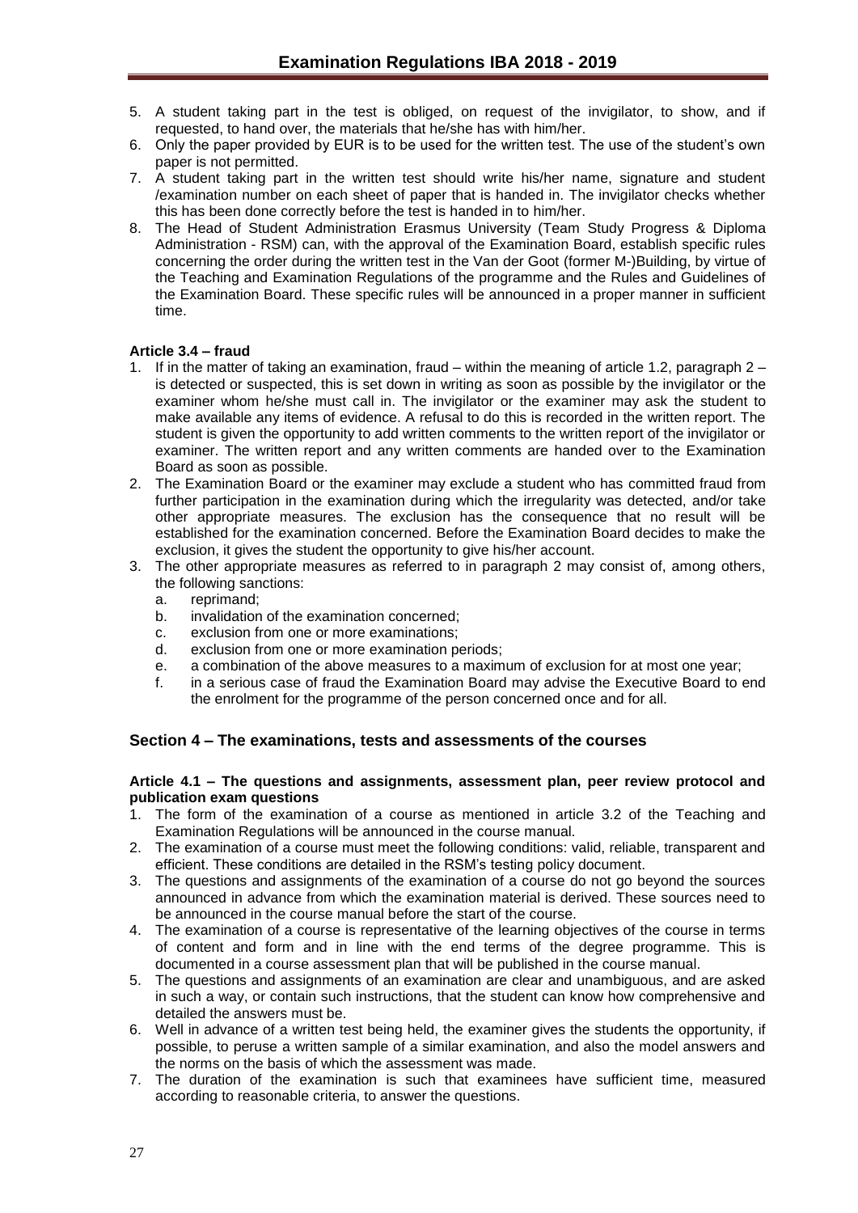5. A student taking part in the test is obliged, on request of the invigilator, to show, and if requested, to hand over, the materials that he/she has with him/her.
6. Only the paper provided by EUR is to be used for the written test. The use of the student's own paper is not permitted.
7. A student taking part in the written test should write his/her name, signature and student /examination number on each sheet of paper that is handed in. The invigilator checks whether this has been done correctly before the test is handed in to him/her.
8. The Head of Student Administration Erasmus University (Team Study Progress & Diploma Administration - RSM) can, with the approval of the Examination Board, establish specific rules concerning the order during the written test in the Van der Goot (former M-)Building, by virtue of the Teaching and Examination Regulations of the programme and the Rules and Guidelines of the Examination Board. These specific rules will be announced in a proper manner in sufficient time.

**Article 3.4 – fraud**

1. If in the matter of taking an examination, fraud – within the meaning of article 1.2, paragraph 2 – is detected or suspected, this is set down in writing as soon as possible by the invigilator or the examiner whom he/she must call in. The invigilator or the examiner may ask the student to make available any items of evidence. A refusal to do this is recorded in the written report. The student is given the opportunity to add written comments to the written report of the invigilator or examiner. The written report and any written comments are handed over to the Examination Board as soon as possible.
2. The Examination Board or the examiner may exclude a student who has committed fraud from further participation in the examination during which the irregularity was detected, and/or take other appropriate measures. The exclusion has the consequence that no result will be established for the examination concerned. Before the Examination Board decides to make the exclusion, it gives the student the opportunity to give his/her account.
3. The other appropriate measures as referred to in paragraph 2 may consist of, among others, the following sanctions:
   a. reprimand;
   b. invalidation of the examination concerned;
   c. exclusion from one or more examinations;
   d. exclusion from one or more examination periods;
   e. a combination of the above measures to a maximum of exclusion for at most one year;
   f. in a serious case of fraud the Examination Board may advise the Executive Board to end the enrolment for the programme of the person concerned once and for all.

## Section 4 – The examinations, tests and assessments of the courses

**Article 4.1 – The questions and assignments, assessment plan, peer review protocol and publication exam questions**

1. The form of the examination of a course as mentioned in article 3.2 of the Teaching and Examination Regulations will be announced in the course manual.
2. The examination of a course must meet the following conditions: valid, reliable, transparent and efficient. These conditions are detailed in the RSM's testing policy document.
3. The questions and assignments of the examination of a course do not go beyond the sources announced in advance from which the examination material is derived. These sources need to be announced in the course manual before the start of the course.
4. The examination of a course is representative of the learning objectives of the course in terms of content and form and in line with the end terms of the degree programme. This is documented in a course assessment plan that will be published in the course manual.
5. The questions and assignments of an examination are clear and unambiguous, and are asked in such a way, or contain such instructions, that the student can know how comprehensive and detailed the answers must be.
6. Well in advance of a written test being held, the examiner gives the students the opportunity, if possible, to peruse a written sample of a similar examination, and also the model answers and the norms on the basis of which the assessment was made.
7. The duration of the examination is such that examinees have sufficient time, measured according to reasonable criteria, to answer the questions.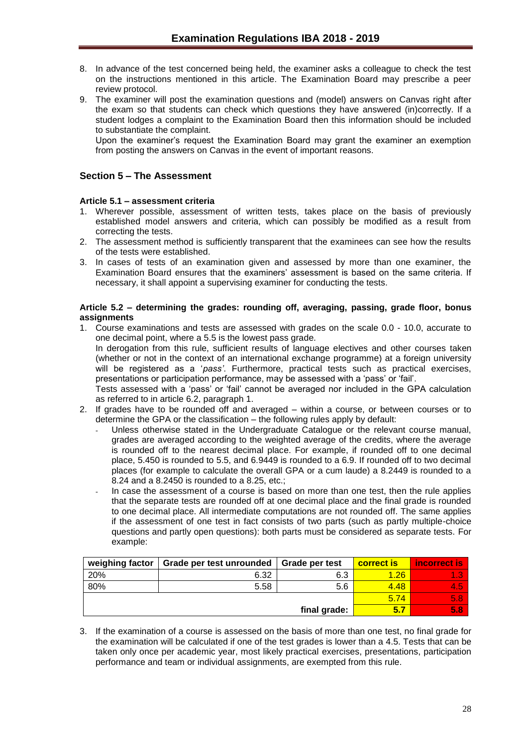8. In advance of the test concerned being held, the examiner asks a colleague to check the test on the instructions mentioned in this article. The Examination Board may prescribe a peer review protocol.
9. The examiner will post the examination questions and (model) answers on Canvas right after the exam so that students can check which questions they have answered (in)correctly. If a student lodges a complaint to the Examination Board then this information should be included to substantiate the complaint.
   Upon the examiner's request the Examination Board may grant the examiner an exemption from posting the answers on Canvas in the event of important reasons.

## Section 5 – The Assessment

### Article 5.1 – assessment criteria

1. Wherever possible, assessment of written tests, takes place on the basis of previously established model answers and criteria, which can possibly be modified as a result from correcting the tests.
2. The assessment method is sufficiently transparent that the examinees can see how the results of the tests were established.
3. In cases of tests of an examination given and assessed by more than one examiner, the Examination Board ensures that the examiners' assessment is based on the same criteria. If necessary, it shall appoint a supervising examiner for conducting the tests.

### Article 5.2 – determining the grades: rounding off, averaging, passing, grade floor, bonus assignments

1. Course examinations and tests are assessed with grades on the scale 0.0 - 10.0, accurate to one decimal point, where a 5.5 is the lowest pass grade.
   In derogation from this rule, sufficient results of language electives and other courses taken (whether or not in the context of an international exchange programme) at a foreign university will be registered as a '*pass'*. Furthermore, practical tests such as practical exercises, presentations or participation performance, may be assessed with a 'pass' or 'fail'.
   Tests assessed with a 'pass' or 'fail' cannot be averaged nor included in the GPA calculation as referred to in article 6.2, paragraph 1.
2. If grades have to be rounded off and averaged – within a course, or between courses or to determine the GPA or the classification – the following rules apply by default:
   - Unless otherwise stated in the Undergraduate Catalogue or the relevant course manual, grades are averaged according to the weighted average of the credits, where the average is rounded off to the nearest decimal place. For example, if rounded off to one decimal place, 5.450 is rounded to 5.5, and 6.9449 is rounded to a 6.9. If rounded off to two decimal places (for example to calculate the overall GPA or a cum laude) a 8.2449 is rounded to a 8.24 and a 8.2450 is rounded to a 8.25, etc.;
   - In case the assessment of a course is based on more than one test, then the rule applies that the separate tests are rounded off at one decimal place and the final grade is rounded to one decimal place. All intermediate computations are not rounded off. The same applies if the assessment of one test in fact consists of two parts (such as partly multiple-choice questions and partly open questions): both parts must be considered as separate tests. For example:

| weighing factor | Grade per test unrounded | Grade per test | correct is | incorrect is |
|---|---|---|---|---|
| 20% | 6.32 | 6.3 | 1.26 | 1.3 |
| 80% | 5.58 | 5.6 | 4.48 | 4.5 |
| | | | 5.74 | 5.8 |
| | | final grade: | 5.7 | 5.8 |

3. If the examination of a course is assessed on the basis of more than one test, no final grade for the examination will be calculated if one of the test grades is lower than a 4.5. Tests that can be taken only once per academic year, most likely practical exercises, presentations, participation performance and team or individual assignments, are exempted from this rule.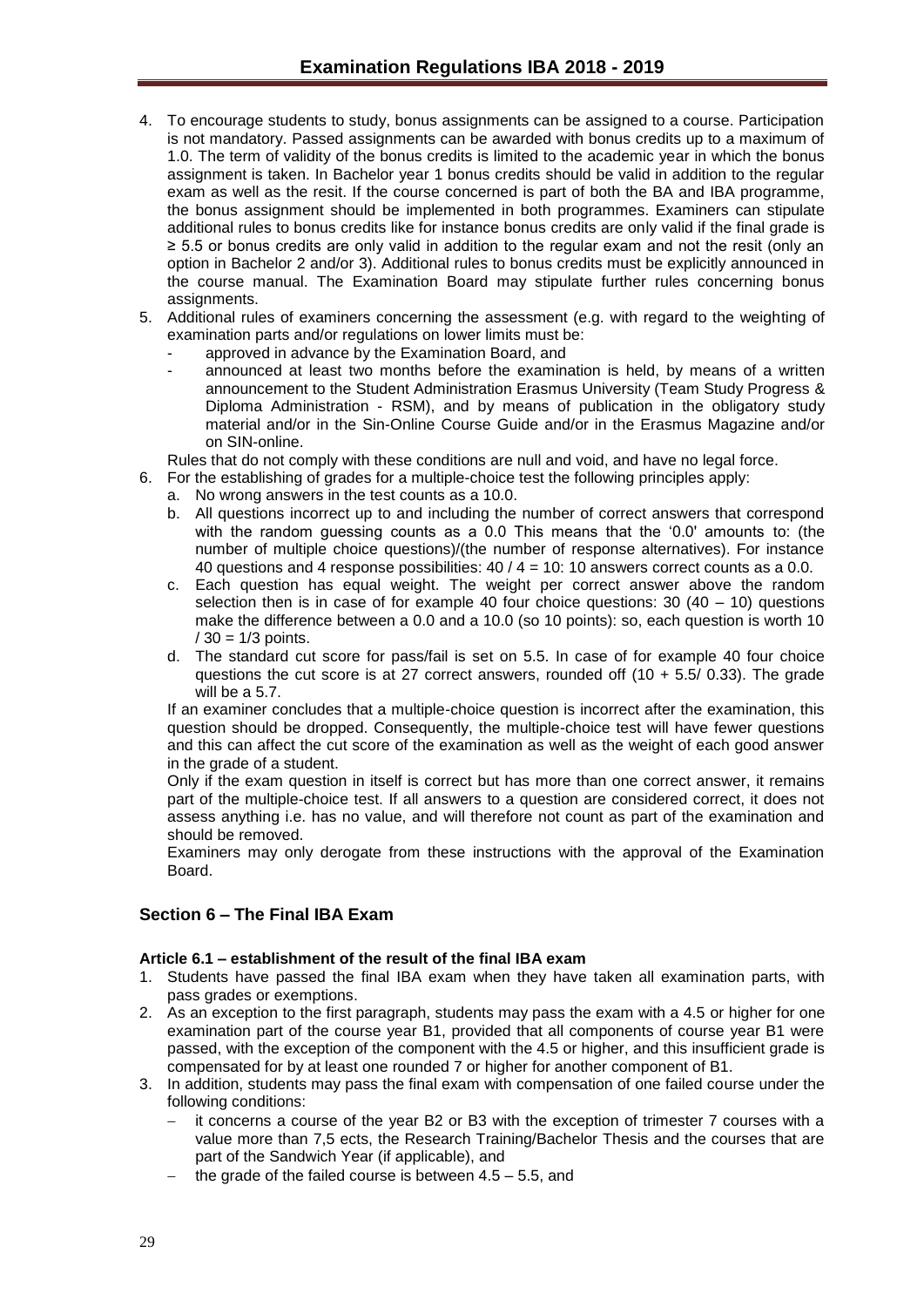4. To encourage students to study, bonus assignments can be assigned to a course. Participation is not mandatory. Passed assignments can be awarded with bonus credits up to a maximum of 1.0. The term of validity of the bonus credits is limited to the academic year in which the bonus assignment is taken. In Bachelor year 1 bonus credits should be valid in addition to the regular exam as well as the resit. If the course concerned is part of both the BA and IBA programme, the bonus assignment should be implemented in both programmes. Examiners can stipulate additional rules to bonus credits like for instance bonus credits are only valid if the final grade is ≥ 5.5 or bonus credits are only valid in addition to the regular exam and not the resit (only an option in Bachelor 2 and/or 3). Additional rules to bonus credits must be explicitly announced in the course manual. The Examination Board may stipulate further rules concerning bonus assignments.
5. Additional rules of examiners concerning the assessment (e.g. with regard to the weighting of examination parts and/or regulations on lower limits must be:
   - approved in advance by the Examination Board, and
   - announced at least two months before the examination is held, by means of a written announcement to the Student Administration Erasmus University (Team Study Progress & Diploma Administration - RSM), and by means of publication in the obligatory study material and/or in the Sin-Online Course Guide and/or in the Erasmus Magazine and/or on SIN-online.

   Rules that do not comply with these conditions are null and void, and have no legal force.
6. For the establishing of grades for a multiple-choice test the following principles apply:
   a. No wrong answers in the test counts as a 10.0.
   b. All questions incorrect up to and including the number of correct answers that correspond with the random guessing counts as a 0.0 This means that the '0.0' amounts to: (the number of multiple choice questions)/(the number of response alternatives). For instance 40 questions and 4 response possibilities: 40 / 4 = 10: 10 answers correct counts as a 0.0.
   c. Each question has equal weight. The weight per correct answer above the random selection then is in case of for example 40 four choice questions: 30 (40 – 10) questions make the difference between a 0.0 and a 10.0 (so 10 points): so, each question is worth 10 / 30 = 1/3 points.
   d. The standard cut score for pass/fail is set on 5.5. In case of for example 40 four choice questions the cut score is at 27 correct answers, rounded off (10 + 5.5/ 0.33). The grade will be a 5.7.

   If an examiner concludes that a multiple-choice question is incorrect after the examination, this question should be dropped. Consequently, the multiple-choice test will have fewer questions and this can affect the cut score of the examination as well as the weight of each good answer in the grade of a student.

   Only if the exam question in itself is correct but has more than one correct answer, it remains part of the multiple-choice test. If all answers to a question are considered correct, it does not assess anything i.e. has no value, and will therefore not count as part of the examination and should be removed.

   Examiners may only derogate from these instructions with the approval of the Examination Board.

## Section 6 – The Final IBA Exam

### Article 6.1 – establishment of the result of the final IBA exam

1. Students have passed the final IBA exam when they have taken all examination parts, with pass grades or exemptions.
2. As an exception to the first paragraph, students may pass the exam with a 4.5 or higher for one examination part of the course year B1, provided that all components of course year B1 were passed, with the exception of the component with the 4.5 or higher, and this insufficient grade is compensated for by at least one rounded 7 or higher for another component of B1.
3. In addition, students may pass the final exam with compensation of one failed course under the following conditions:
   - it concerns a course of the year B2 or B3 with the exception of trimester 7 courses with a value more than 7,5 ects, the Research Training/Bachelor Thesis and the courses that are part of the Sandwich Year (if applicable), and
   - the grade of the failed course is between 4.5 – 5.5, and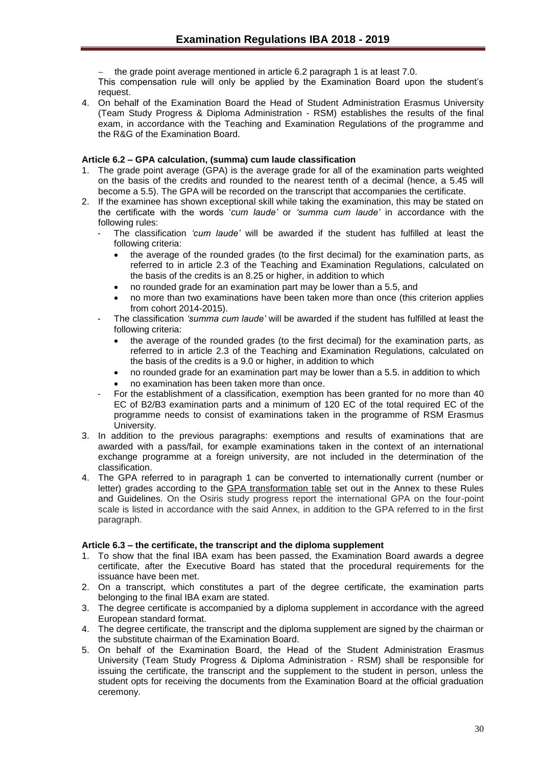- the grade point average mentioned in article 6.2 paragraph 1 is at least 7.0.

This compensation rule will only be applied by the Examination Board upon the student's request.

4. On behalf of the Examination Board the Head of Student Administration Erasmus University (Team Study Progress & Diploma Administration - RSM) establishes the results of the final exam, in accordance with the Teaching and Examination Regulations of the programme and the R&G of the Examination Board.

**Article 6.2 – GPA calculation, (summa) cum laude classification**

1. The grade point average (GPA) is the average grade for all of the examination parts weighted on the basis of the credits and rounded to the nearest tenth of a decimal (hence, a 5.45 will become a 5.5). The GPA will be recorded on the transcript that accompanies the certificate.
2. If the examinee has shown exceptional skill while taking the examination, this may be stated on the certificate with the words '*cum laude'* or *'summa cum laude'* in accordance with the following rules:
   - The classification *'cum laude'* will be awarded if the student has fulfilled at least the following criteria:
     - the average of the rounded grades (to the first decimal) for the examination parts, as referred to in article 2.3 of the Teaching and Examination Regulations, calculated on the basis of the credits is an 8.25 or higher, in addition to which
     - no rounded grade for an examination part may be lower than a 5.5, and
     - no more than two examinations have been taken more than once (this criterion applies from cohort 2014-2015).
   - The classification *'summa cum laude'* will be awarded if the student has fulfilled at least the following criteria:
     - the average of the rounded grades (to the first decimal) for the examination parts, as referred to in article 2.3 of the Teaching and Examination Regulations, calculated on the basis of the credits is a 9.0 or higher, in addition to which
     - no rounded grade for an examination part may be lower than a 5.5. in addition to which
     - no examination has been taken more than once.
   - For the establishment of a classification, exemption has been granted for no more than 40 EC of B2/B3 examination parts and a minimum of 120 EC of the total required EC of the programme needs to consist of examinations taken in the programme of RSM Erasmus University.
3. In addition to the previous paragraphs: exemptions and results of examinations that are awarded with a pass/fail, for example examinations taken in the context of an international exchange programme at a foreign university, are not included in the determination of the classification.
4. The GPA referred to in paragraph 1 can be converted to internationally current (number or letter) grades according to the GPA transformation table set out in the Annex to these Rules and Guidelines. On the Osiris study progress report the international GPA on the four-point scale is listed in accordance with the said Annex, in addition to the GPA referred to in the first paragraph.

**Article 6.3 – the certificate, the transcript and the diploma supplement**

1. To show that the final IBA exam has been passed, the Examination Board awards a degree certificate, after the Executive Board has stated that the procedural requirements for the issuance have been met.
2. On a transcript, which constitutes a part of the degree certificate, the examination parts belonging to the final IBA exam are stated.
3. The degree certificate is accompanied by a diploma supplement in accordance with the agreed European standard format.
4. The degree certificate, the transcript and the diploma supplement are signed by the chairman or the substitute chairman of the Examination Board.
5. On behalf of the Examination Board, the Head of the Student Administration Erasmus University (Team Study Progress & Diploma Administration - RSM) shall be responsible for issuing the certificate, the transcript and the supplement to the student in person, unless the student opts for receiving the documents from the Examination Board at the official graduation ceremony.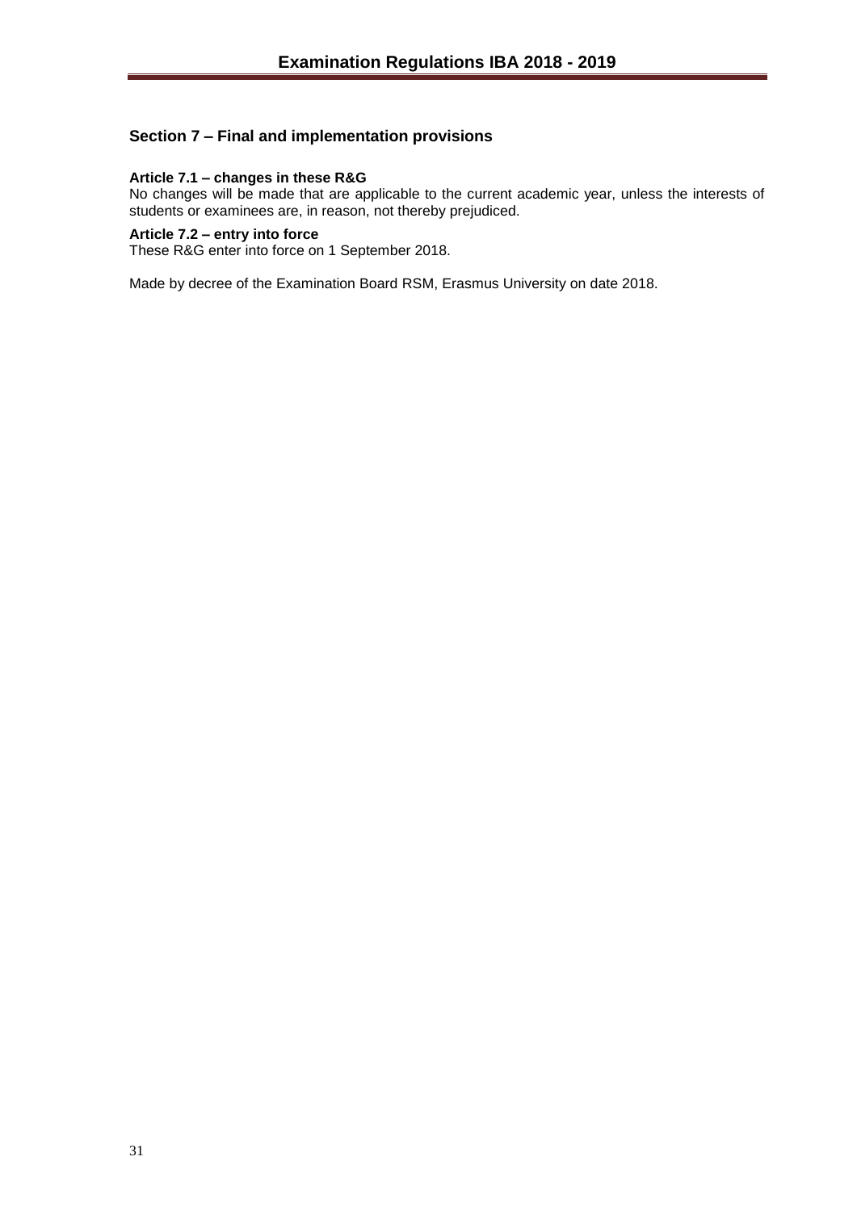## Section 7 – Final and implementation provisions

**Article 7.1 – changes in these R&G**

No changes will be made that are applicable to the current academic year, unless the interests of students or examinees are, in reason, not thereby prejudiced.

**Article 7.2 – entry into force**

These R&G enter into force on 1 September 2018.

Made by decree of the Examination Board RSM, Erasmus University on date 2018.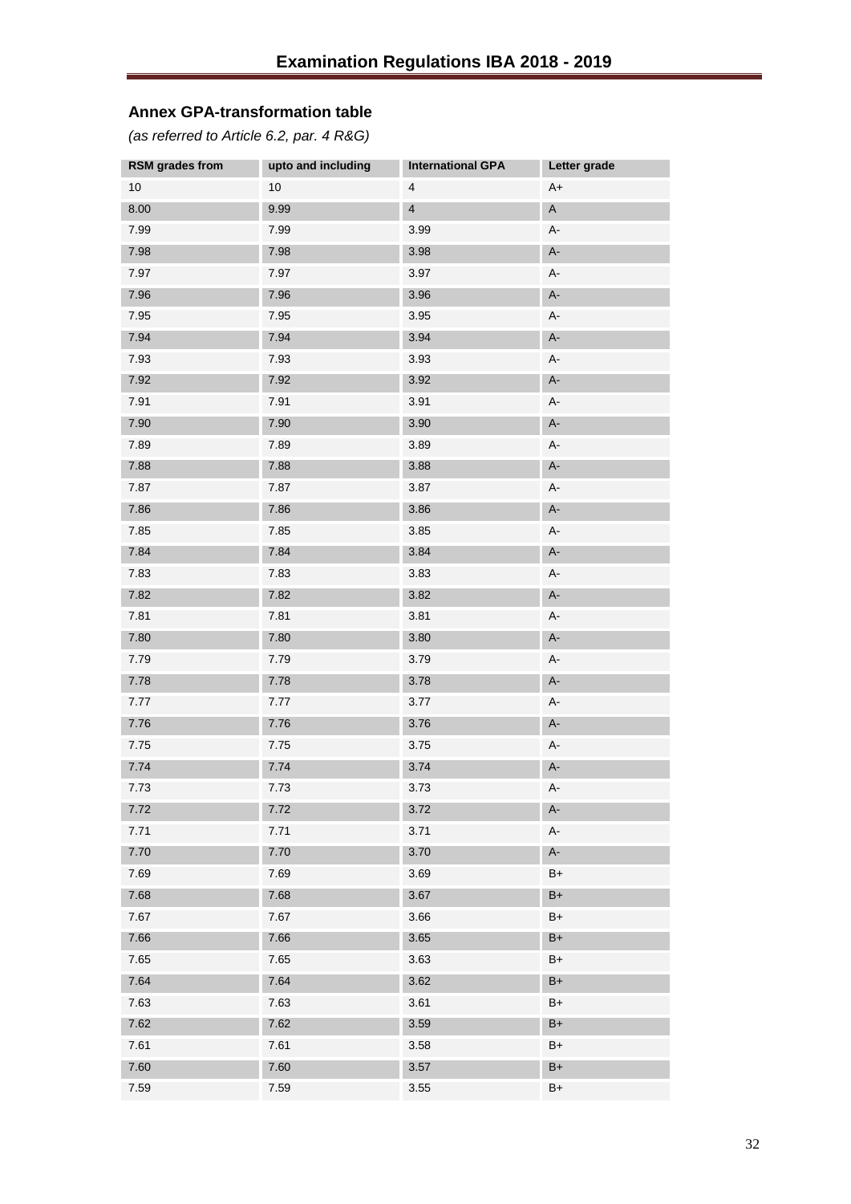## Annex GPA-transformation table

*(as referred to Article 6.2, par. 4 R&G)*

| RSM grades from | upto and including | International GPA | Letter grade |
|---|---|---|---|
| 10 | 10 | 4 | A+ |
| 8.00 | 9.99 | 4 | A |
| 7.99 | 7.99 | 3.99 | A- |
| 7.98 | 7.98 | 3.98 | A- |
| 7.97 | 7.97 | 3.97 | A- |
| 7.96 | 7.96 | 3.96 | A- |
| 7.95 | 7.95 | 3.95 | A- |
| 7.94 | 7.94 | 3.94 | A- |
| 7.93 | 7.93 | 3.93 | A- |
| 7.92 | 7.92 | 3.92 | A- |
| 7.91 | 7.91 | 3.91 | A- |
| 7.90 | 7.90 | 3.90 | A- |
| 7.89 | 7.89 | 3.89 | A- |
| 7.88 | 7.88 | 3.88 | A- |
| 7.87 | 7.87 | 3.87 | A- |
| 7.86 | 7.86 | 3.86 | A- |
| 7.85 | 7.85 | 3.85 | A- |
| 7.84 | 7.84 | 3.84 | A- |
| 7.83 | 7.83 | 3.83 | A- |
| 7.82 | 7.82 | 3.82 | A- |
| 7.81 | 7.81 | 3.81 | A- |
| 7.80 | 7.80 | 3.80 | A- |
| 7.79 | 7.79 | 3.79 | A- |
| 7.78 | 7.78 | 3.78 | A- |
| 7.77 | 7.77 | 3.77 | A- |
| 7.76 | 7.76 | 3.76 | A- |
| 7.75 | 7.75 | 3.75 | A- |
| 7.74 | 7.74 | 3.74 | A- |
| 7.73 | 7.73 | 3.73 | A- |
| 7.72 | 7.72 | 3.72 | A- |
| 7.71 | 7.71 | 3.71 | A- |
| 7.70 | 7.70 | 3.70 | A- |
| 7.69 | 7.69 | 3.69 | B+ |
| 7.68 | 7.68 | 3.67 | B+ |
| 7.67 | 7.67 | 3.66 | B+ |
| 7.66 | 7.66 | 3.65 | B+ |
| 7.65 | 7.65 | 3.63 | B+ |
| 7.64 | 7.64 | 3.62 | B+ |
| 7.63 | 7.63 | 3.61 | B+ |
| 7.62 | 7.62 | 3.59 | B+ |
| 7.61 | 7.61 | 3.58 | B+ |
| 7.60 | 7.60 | 3.57 | B+ |
| 7.59 | 7.59 | 3.55 | B+ |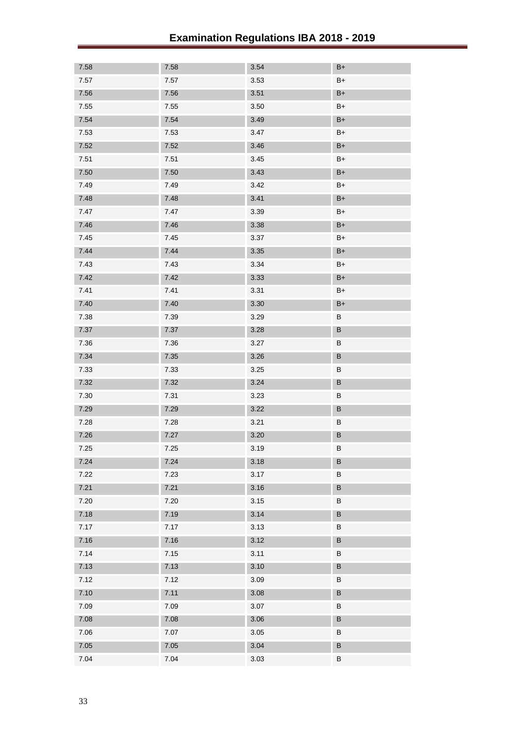| 7.58 | 7.58 | 3.54 | B+ |
|---|---|---|---|
| 7.57 | 7.57 | 3.53 | B+ |
| 7.56 | 7.56 | 3.51 | B+ |
| 7.55 | 7.55 | 3.50 | B+ |
| 7.54 | 7.54 | 3.49 | B+ |
| 7.53 | 7.53 | 3.47 | B+ |
| 7.52 | 7.52 | 3.46 | B+ |
| 7.51 | 7.51 | 3.45 | B+ |
| 7.50 | 7.50 | 3.43 | B+ |
| 7.49 | 7.49 | 3.42 | B+ |
| 7.48 | 7.48 | 3.41 | B+ |
| 7.47 | 7.47 | 3.39 | B+ |
| 7.46 | 7.46 | 3.38 | B+ |
| 7.45 | 7.45 | 3.37 | B+ |
| 7.44 | 7.44 | 3.35 | B+ |
| 7.43 | 7.43 | 3.34 | B+ |
| 7.42 | 7.42 | 3.33 | B+ |
| 7.41 | 7.41 | 3.31 | B+ |
| 7.40 | 7.40 | 3.30 | B+ |
| 7.38 | 7.39 | 3.29 | B |
| 7.37 | 7.37 | 3.28 | B |
| 7.36 | 7.36 | 3.27 | B |
| 7.34 | 7.35 | 3.26 | B |
| 7.33 | 7.33 | 3.25 | B |
| 7.32 | 7.32 | 3.24 | B |
| 7.30 | 7.31 | 3.23 | B |
| 7.29 | 7.29 | 3.22 | B |
| 7.28 | 7.28 | 3.21 | B |
| 7.26 | 7.27 | 3.20 | B |
| 7.25 | 7.25 | 3.19 | B |
| 7.24 | 7.24 | 3.18 | B |
| 7.22 | 7.23 | 3.17 | B |
| 7.21 | 7.21 | 3.16 | B |
| 7.20 | 7.20 | 3.15 | B |
| 7.18 | 7.19 | 3.14 | B |
| 7.17 | 7.17 | 3.13 | B |
| 7.16 | 7.16 | 3.12 | B |
| 7.14 | 7.15 | 3.11 | B |
| 7.13 | 7.13 | 3.10 | B |
| 7.12 | 7.12 | 3.09 | B |
| 7.10 | 7.11 | 3.08 | B |
| 7.09 | 7.09 | 3.07 | B |
| 7.08 | 7.08 | 3.06 | B |
| 7.06 | 7.07 | 3.05 | B |
| 7.05 | 7.05 | 3.04 | B |
| 7.04 | 7.04 | 3.03 | B |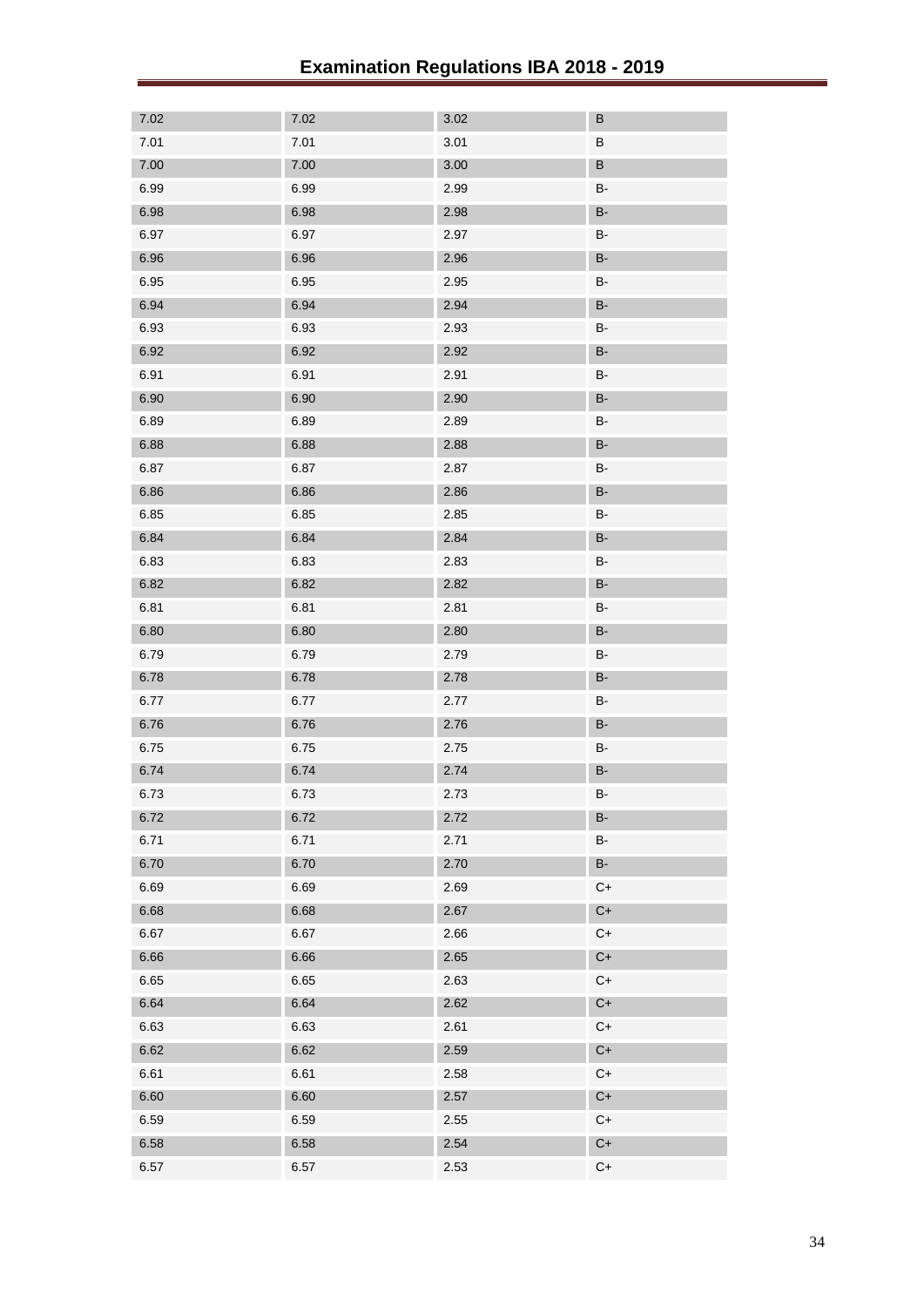| 7.02 | 7.02 | 3.02 | B |
|---|---|---|---|
| 7.01 | 7.01 | 3.01 | B |
| 7.00 | 7.00 | 3.00 | B |
| 6.99 | 6.99 | 2.99 | B- |
| 6.98 | 6.98 | 2.98 | B- |
| 6.97 | 6.97 | 2.97 | B- |
| 6.96 | 6.96 | 2.96 | B- |
| 6.95 | 6.95 | 2.95 | B- |
| 6.94 | 6.94 | 2.94 | B- |
| 6.93 | 6.93 | 2.93 | B- |
| 6.92 | 6.92 | 2.92 | B- |
| 6.91 | 6.91 | 2.91 | B- |
| 6.90 | 6.90 | 2.90 | B- |
| 6.89 | 6.89 | 2.89 | B- |
| 6.88 | 6.88 | 2.88 | B- |
| 6.87 | 6.87 | 2.87 | B- |
| 6.86 | 6.86 | 2.86 | B- |
| 6.85 | 6.85 | 2.85 | B- |
| 6.84 | 6.84 | 2.84 | B- |
| 6.83 | 6.83 | 2.83 | B- |
| 6.82 | 6.82 | 2.82 | B- |
| 6.81 | 6.81 | 2.81 | B- |
| 6.80 | 6.80 | 2.80 | B- |
| 6.79 | 6.79 | 2.79 | B- |
| 6.78 | 6.78 | 2.78 | B- |
| 6.77 | 6.77 | 2.77 | B- |
| 6.76 | 6.76 | 2.76 | B- |
| 6.75 | 6.75 | 2.75 | B- |
| 6.74 | 6.74 | 2.74 | B- |
| 6.73 | 6.73 | 2.73 | B- |
| 6.72 | 6.72 | 2.72 | B- |
| 6.71 | 6.71 | 2.71 | B- |
| 6.70 | 6.70 | 2.70 | B- |
| 6.69 | 6.69 | 2.69 | C+ |
| 6.68 | 6.68 | 2.67 | C+ |
| 6.67 | 6.67 | 2.66 | C+ |
| 6.66 | 6.66 | 2.65 | C+ |
| 6.65 | 6.65 | 2.63 | C+ |
| 6.64 | 6.64 | 2.62 | C+ |
| 6.63 | 6.63 | 2.61 | C+ |
| 6.62 | 6.62 | 2.59 | C+ |
| 6.61 | 6.61 | 2.58 | C+ |
| 6.60 | 6.60 | 2.57 | C+ |
| 6.59 | 6.59 | 2.55 | C+ |
| 6.58 | 6.58 | 2.54 | C+ |
| 6.57 | 6.57 | 2.53 | C+ |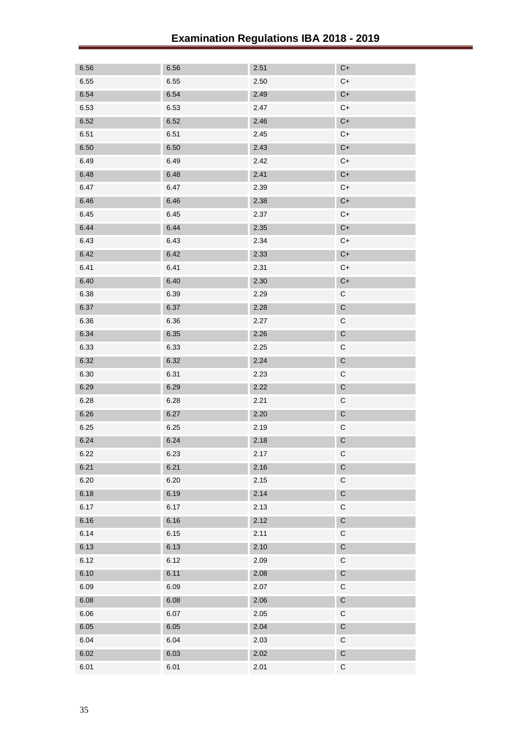| | | | |
|---|---|---|---|
| 6.56 | 6.56 | 2.51 | C+ |
| 6.55 | 6.55 | 2.50 | C+ |
| 6.54 | 6.54 | 2.49 | C+ |
| 6.53 | 6.53 | 2.47 | C+ |
| 6.52 | 6.52 | 2.46 | C+ |
| 6.51 | 6.51 | 2.45 | C+ |
| 6.50 | 6.50 | 2.43 | C+ |
| 6.49 | 6.49 | 2.42 | C+ |
| 6.48 | 6.48 | 2.41 | C+ |
| 6.47 | 6.47 | 2.39 | C+ |
| 6.46 | 6.46 | 2.38 | C+ |
| 6.45 | 6.45 | 2.37 | C+ |
| 6.44 | 6.44 | 2.35 | C+ |
| 6.43 | 6.43 | 2.34 | C+ |
| 6.42 | 6.42 | 2.33 | C+ |
| 6.41 | 6.41 | 2.31 | C+ |
| 6.40 | 6.40 | 2.30 | C+ |
| 6.38 | 6.39 | 2.29 | C |
| 6.37 | 6.37 | 2.28 | C |
| 6.36 | 6.36 | 2.27 | C |
| 6.34 | 6.35 | 2.26 | C |
| 6.33 | 6.33 | 2.25 | C |
| 6.32 | 6.32 | 2.24 | C |
| 6.30 | 6.31 | 2.23 | C |
| 6.29 | 6.29 | 2.22 | C |
| 6.28 | 6.28 | 2.21 | C |
| 6.26 | 6.27 | 2.20 | C |
| 6.25 | 6.25 | 2.19 | C |
| 6.24 | 6.24 | 2.18 | C |
| 6.22 | 6.23 | 2.17 | C |
| 6.21 | 6.21 | 2.16 | C |
| 6.20 | 6.20 | 2.15 | C |
| 6.18 | 6.19 | 2.14 | C |
| 6.17 | 6.17 | 2.13 | C |
| 6.16 | 6.16 | 2.12 | C |
| 6.14 | 6.15 | 2.11 | C |
| 6.13 | 6.13 | 2.10 | C |
| 6.12 | 6.12 | 2.09 | C |
| 6.10 | 6.11 | 2.08 | C |
| 6.09 | 6.09 | 2.07 | C |
| 6.08 | 6.08 | 2.06 | C |
| 6.06 | 6.07 | 2.05 | C |
| 6.05 | 6.05 | 2.04 | C |
| 6.04 | 6.04 | 2.03 | C |
| 6.02 | 6.03 | 2.02 | C |
| 6.01 | 6.01 | 2.01 | C |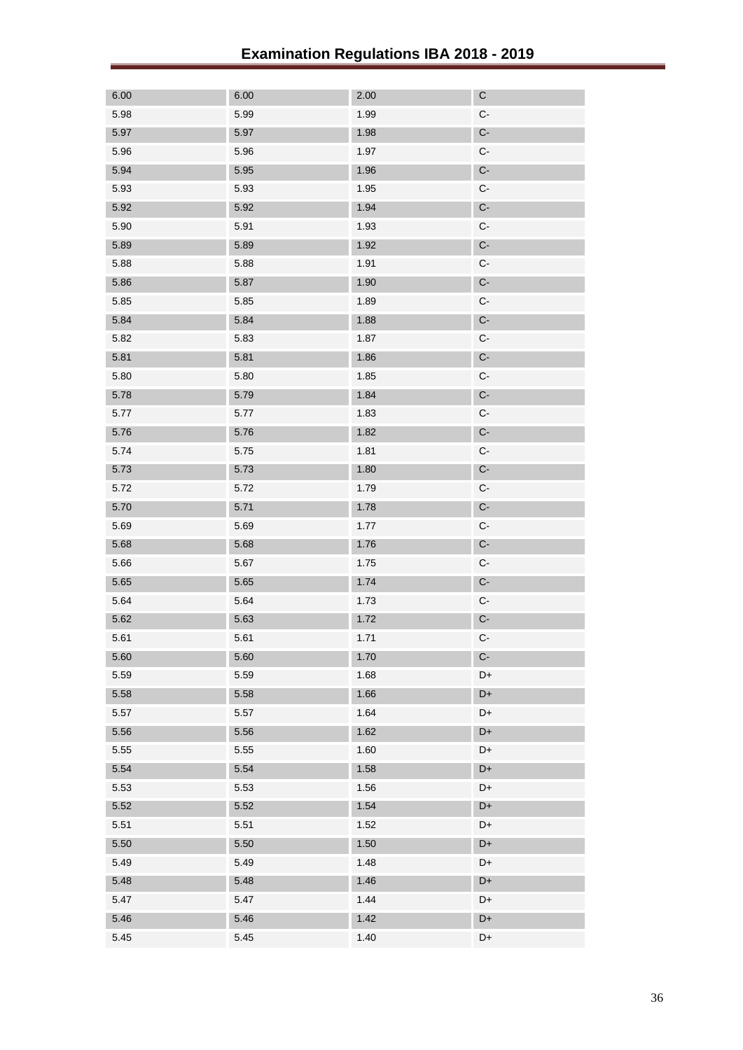| | | | |
|---|---|---|---|
| 6.00 | 6.00 | 2.00 | C |
| 5.98 | 5.99 | 1.99 | C- |
| 5.97 | 5.97 | 1.98 | C- |
| 5.96 | 5.96 | 1.97 | C- |
| 5.94 | 5.95 | 1.96 | C- |
| 5.93 | 5.93 | 1.95 | C- |
| 5.92 | 5.92 | 1.94 | C- |
| 5.90 | 5.91 | 1.93 | C- |
| 5.89 | 5.89 | 1.92 | C- |
| 5.88 | 5.88 | 1.91 | C- |
| 5.86 | 5.87 | 1.90 | C- |
| 5.85 | 5.85 | 1.89 | C- |
| 5.84 | 5.84 | 1.88 | C- |
| 5.82 | 5.83 | 1.87 | C- |
| 5.81 | 5.81 | 1.86 | C- |
| 5.80 | 5.80 | 1.85 | C- |
| 5.78 | 5.79 | 1.84 | C- |
| 5.77 | 5.77 | 1.83 | C- |
| 5.76 | 5.76 | 1.82 | C- |
| 5.74 | 5.75 | 1.81 | C- |
| 5.73 | 5.73 | 1.80 | C- |
| 5.72 | 5.72 | 1.79 | C- |
| 5.70 | 5.71 | 1.78 | C- |
| 5.69 | 5.69 | 1.77 | C- |
| 5.68 | 5.68 | 1.76 | C- |
| 5.66 | 5.67 | 1.75 | C- |
| 5.65 | 5.65 | 1.74 | C- |
| 5.64 | 5.64 | 1.73 | C- |
| 5.62 | 5.63 | 1.72 | C- |
| 5.61 | 5.61 | 1.71 | C- |
| 5.60 | 5.60 | 1.70 | C- |
| 5.59 | 5.59 | 1.68 | D+ |
| 5.58 | 5.58 | 1.66 | D+ |
| 5.57 | 5.57 | 1.64 | D+ |
| 5.56 | 5.56 | 1.62 | D+ |
| 5.55 | 5.55 | 1.60 | D+ |
| 5.54 | 5.54 | 1.58 | D+ |
| 5.53 | 5.53 | 1.56 | D+ |
| 5.52 | 5.52 | 1.54 | D+ |
| 5.51 | 5.51 | 1.52 | D+ |
| 5.50 | 5.50 | 1.50 | D+ |
| 5.49 | 5.49 | 1.48 | D+ |
| 5.48 | 5.48 | 1.46 | D+ |
| 5.47 | 5.47 | 1.44 | D+ |
| 5.46 | 5.46 | 1.42 | D+ |
| 5.45 | 5.45 | 1.40 | D+ |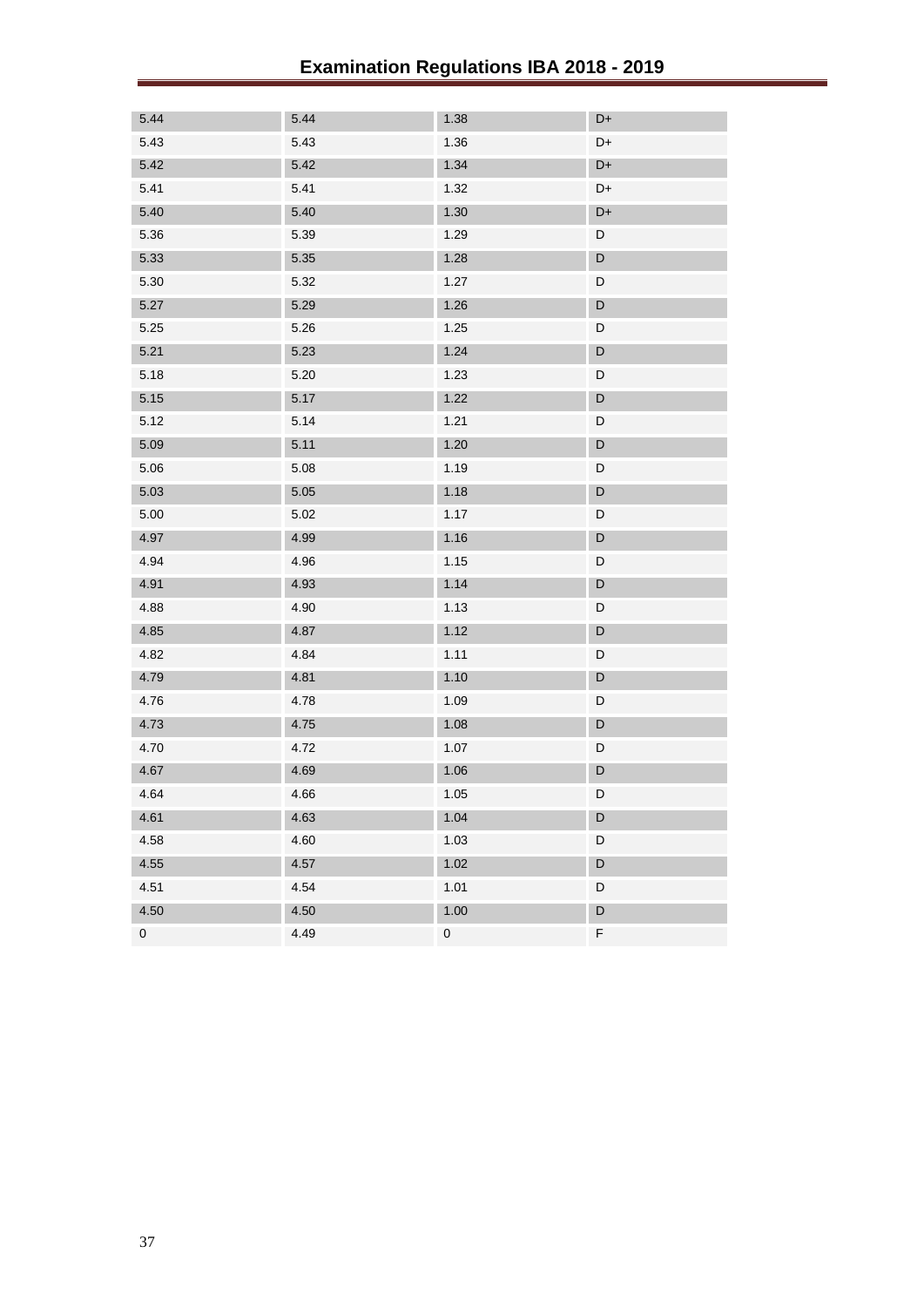| | | | |
|---|---|---|---|
| 5.44 | 5.44 | 1.38 | D+ |
| 5.43 | 5.43 | 1.36 | D+ |
| 5.42 | 5.42 | 1.34 | D+ |
| 5.41 | 5.41 | 1.32 | D+ |
| 5.40 | 5.40 | 1.30 | D+ |
| 5.36 | 5.39 | 1.29 | D |
| 5.33 | 5.35 | 1.28 | D |
| 5.30 | 5.32 | 1.27 | D |
| 5.27 | 5.29 | 1.26 | D |
| 5.25 | 5.26 | 1.25 | D |
| 5.21 | 5.23 | 1.24 | D |
| 5.18 | 5.20 | 1.23 | D |
| 5.15 | 5.17 | 1.22 | D |
| 5.12 | 5.14 | 1.21 | D |
| 5.09 | 5.11 | 1.20 | D |
| 5.06 | 5.08 | 1.19 | D |
| 5.03 | 5.05 | 1.18 | D |
| 5.00 | 5.02 | 1.17 | D |
| 4.97 | 4.99 | 1.16 | D |
| 4.94 | 4.96 | 1.15 | D |
| 4.91 | 4.93 | 1.14 | D |
| 4.88 | 4.90 | 1.13 | D |
| 4.85 | 4.87 | 1.12 | D |
| 4.82 | 4.84 | 1.11 | D |
| 4.79 | 4.81 | 1.10 | D |
| 4.76 | 4.78 | 1.09 | D |
| 4.73 | 4.75 | 1.08 | D |
| 4.70 | 4.72 | 1.07 | D |
| 4.67 | 4.69 | 1.06 | D |
| 4.64 | 4.66 | 1.05 | D |
| 4.61 | 4.63 | 1.04 | D |
| 4.58 | 4.60 | 1.03 | D |
| 4.55 | 4.57 | 1.02 | D |
| 4.51 | 4.54 | 1.01 | D |
| 4.50 | 4.50 | 1.00 | D |
| 0 | 4.49 | 0 | F |